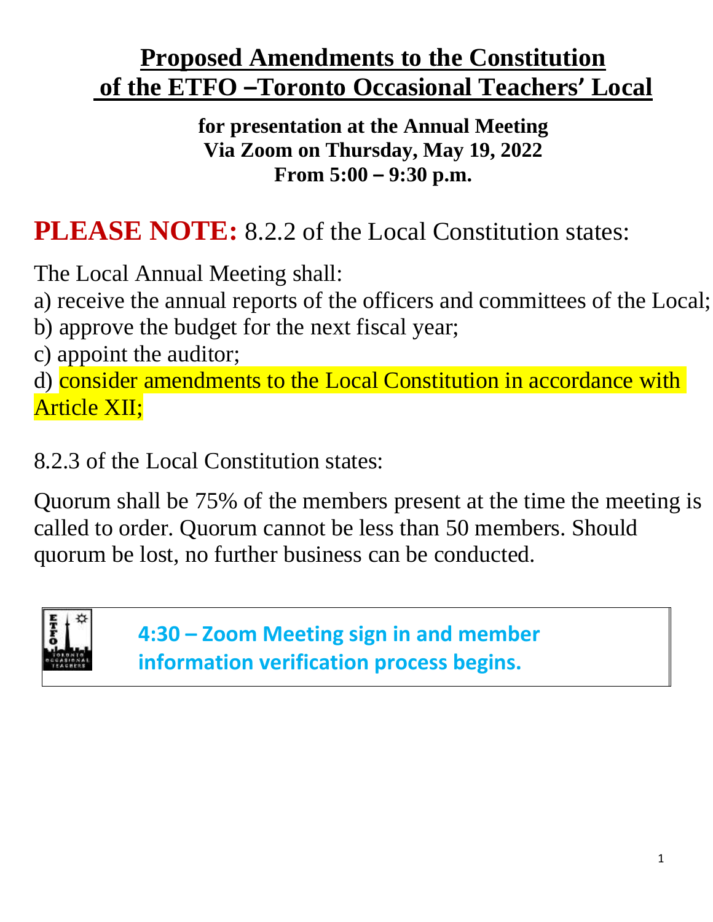# Proposed Amendments to the Constitution of the ETFO –Toronto Occasional Teachers' Local

**for presentation at the Annual Meeting**
**Via Zoom on Thursday, May 19, 2022**
**From 5:00 – 9:30 p.m.**

**PLEASE NOTE:** 8.2.2 of the Local Constitution states:

The Local Annual Meeting shall:

a) receive the annual reports of the officers and committees of the Local;
b) approve the budget for the next fiscal year;
c) appoint the auditor;
d) consider amendments to the Local Constitution in accordance with Article XII;

8.2.3 of the Local Constitution states:

Quorum shall be 75% of the members present at the time the meeting is called to order. Quorum cannot be less than 50 members. Should quorum be lost, no further business can be conducted.

**4:30 – Zoom Meeting sign in and member information verification process begins.**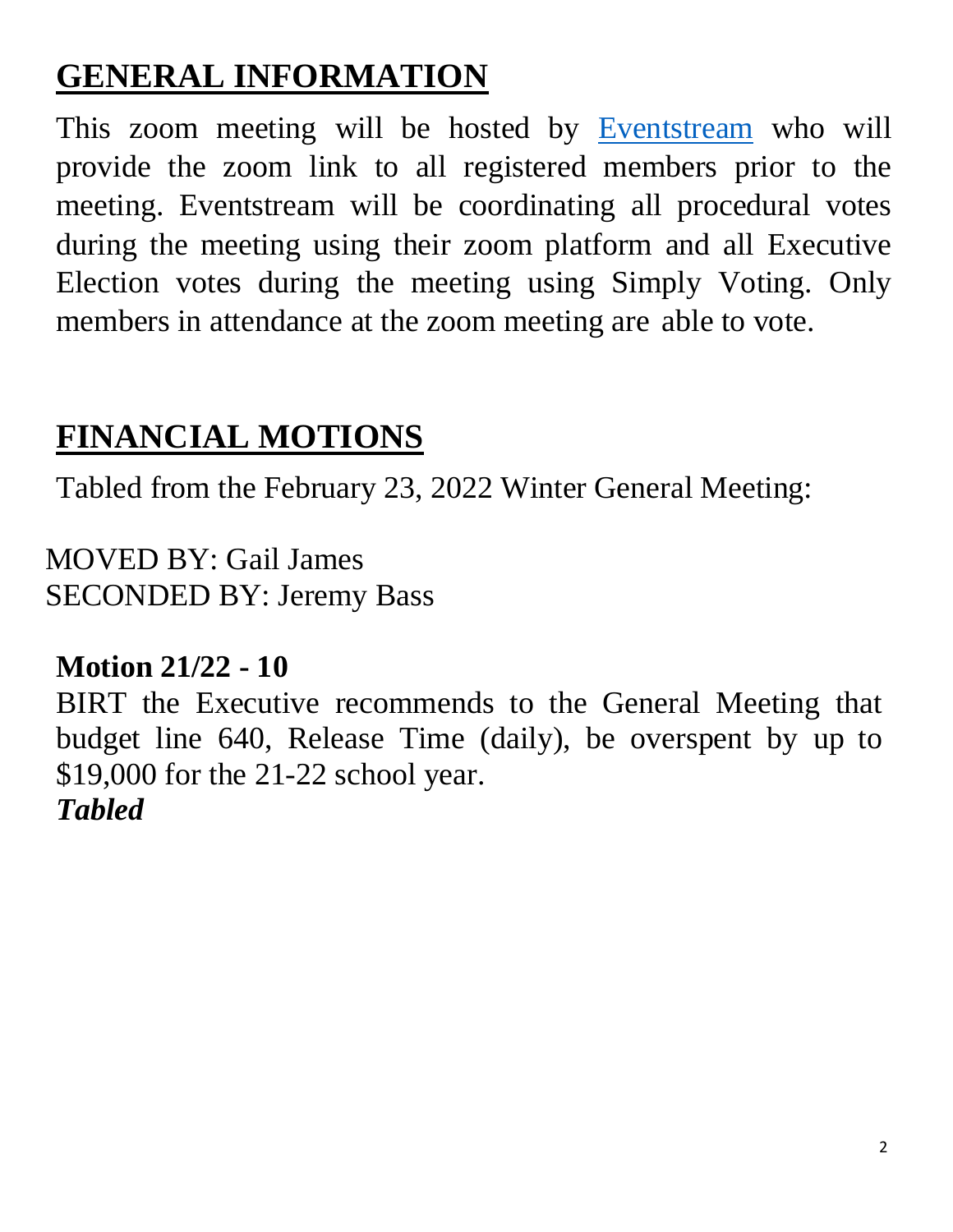## GENERAL INFORMATION

This zoom meeting will be hosted by Eventstream who will provide the zoom link to all registered members prior to the meeting. Eventstream will be coordinating all procedural votes during the meeting using their zoom platform and all Executive Election votes during the meeting using Simply Voting. Only members in attendance at the zoom meeting are able to vote.

## FINANCIAL MOTIONS

Tabled from the February 23, 2022 Winter General Meeting:

MOVED BY: Gail James
SECONDED BY: Jeremy Bass

**Motion 21/22 - 10**

BIRT the Executive recommends to the General Meeting that budget line 640, Release Time (daily), be overspent by up to $19,000 for the 21-22 school year.

***Tabled***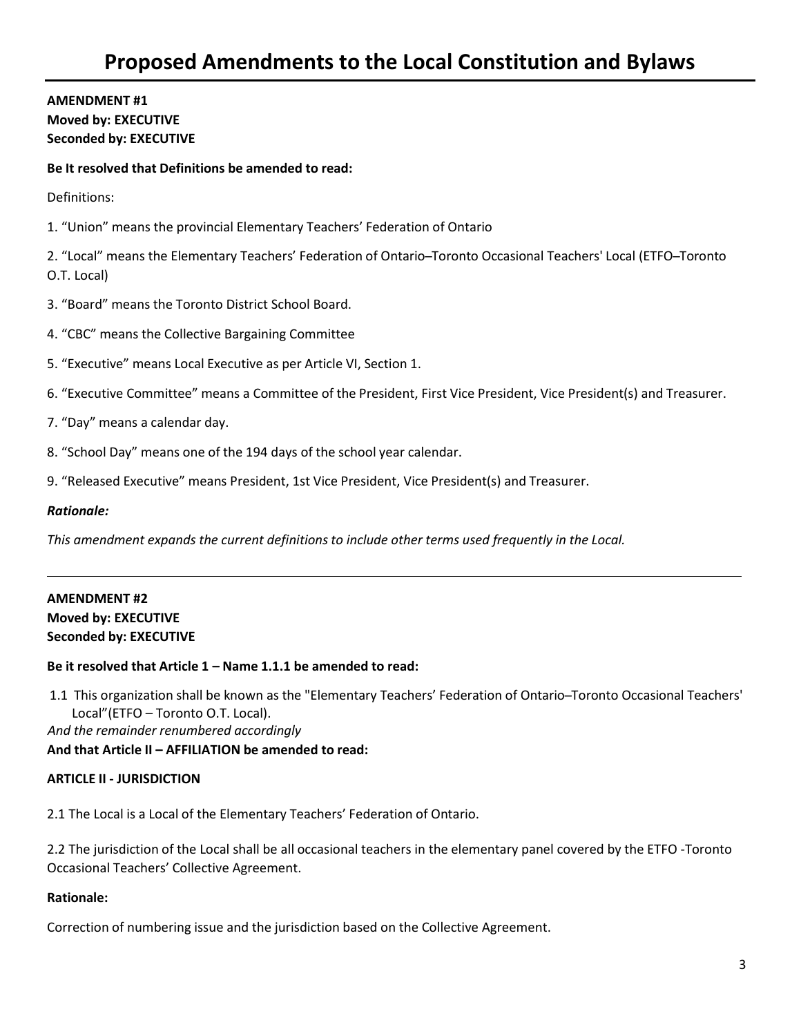# Proposed Amendments to the Local Constitution and Bylaws

**AMENDMENT #1**
**Moved by: EXECUTIVE**
**Seconded by: EXECUTIVE**

**Be It resolved that Definitions be amended to read:**

Definitions:

1. "Union" means the provincial Elementary Teachers' Federation of Ontario

2. "Local" means the Elementary Teachers' Federation of Ontario–Toronto Occasional Teachers' Local (ETFO–Toronto O.T. Local)

3. "Board" means the Toronto District School Board.

4. "CBC" means the Collective Bargaining Committee

5. "Executive" means Local Executive as per Article VI, Section 1.

6. "Executive Committee" means a Committee of the President, First Vice President, Vice President(s) and Treasurer.

7. "Day" means a calendar day.

8. "School Day" means one of the 194 days of the school year calendar.

9. "Released Executive" means President, 1st Vice President, Vice President(s) and Treasurer.

***Rationale:***

*This amendment expands the current definitions to include other terms used frequently in the Local.*

---

**AMENDMENT #2**
**Moved by: EXECUTIVE**
**Seconded by: EXECUTIVE**

**Be it resolved that Article 1 – Name 1.1.1 be amended to read:**

1.1 This organization shall be known as the "Elementary Teachers' Federation of Ontario–Toronto Occasional Teachers' Local"(ETFO – Toronto O.T. Local).

*And the remainder renumbered accordingly*

**And that Article II – AFFILIATION be amended to read:**

**ARTICLE II - JURISDICTION**

2.1 The Local is a Local of the Elementary Teachers' Federation of Ontario.

2.2 The jurisdiction of the Local shall be all occasional teachers in the elementary panel covered by the ETFO -Toronto Occasional Teachers' Collective Agreement.

**Rationale:**

Correction of numbering issue and the jurisdiction based on the Collective Agreement.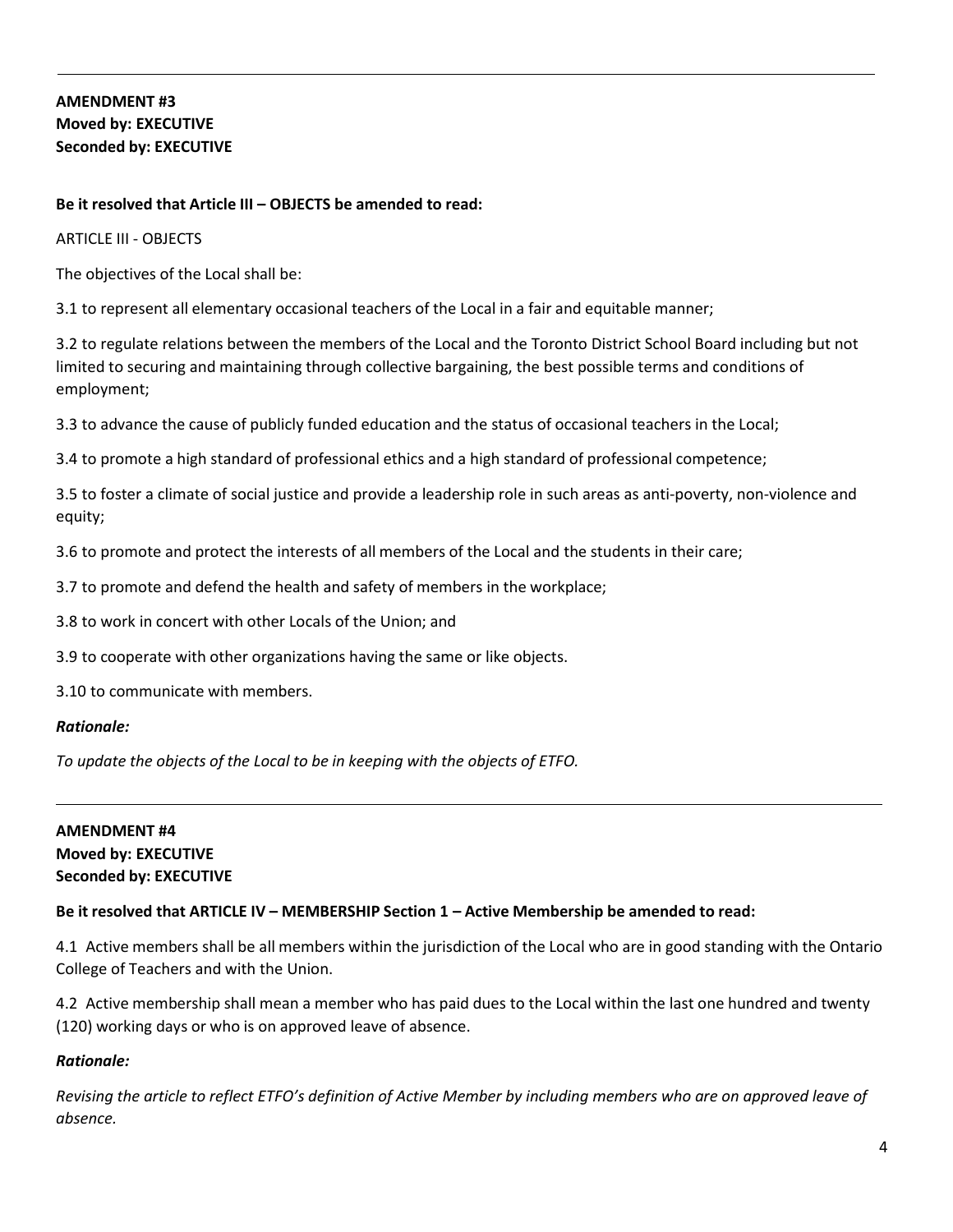---

**AMENDMENT #3**
**Moved by: EXECUTIVE**
**Seconded by: EXECUTIVE**

**Be it resolved that Article III – OBJECTS be amended to read:**

ARTICLE III - OBJECTS

The objectives of the Local shall be:

3.1 to represent all elementary occasional teachers of the Local in a fair and equitable manner;

3.2 to regulate relations between the members of the Local and the Toronto District School Board including but not limited to securing and maintaining through collective bargaining, the best possible terms and conditions of employment;

3.3 to advance the cause of publicly funded education and the status of occasional teachers in the Local;

3.4 to promote a high standard of professional ethics and a high standard of professional competence;

3.5 to foster a climate of social justice and provide a leadership role in such areas as anti-poverty, non-violence and equity;

3.6 to promote and protect the interests of all members of the Local and the students in their care;

3.7 to promote and defend the health and safety of members in the workplace;

3.8 to work in concert with other Locals of the Union; and

3.9 to cooperate with other organizations having the same or like objects.

3.10 to communicate with members.

***Rationale:***

*To update the objects of the Local to be in keeping with the objects of ETFO.*

---

**AMENDMENT #4**
**Moved by: EXECUTIVE**
**Seconded by: EXECUTIVE**

**Be it resolved that ARTICLE IV – MEMBERSHIP Section 1 – Active Membership be amended to read:**

4.1 Active members shall be all members within the jurisdiction of the Local who are in good standing with the Ontario College of Teachers and with the Union.

4.2 Active membership shall mean a member who has paid dues to the Local within the last one hundred and twenty (120) working days or who is on approved leave of absence.

***Rationale:***

*Revising the article to reflect ETFO's definition of Active Member by including members who are on approved leave of absence.*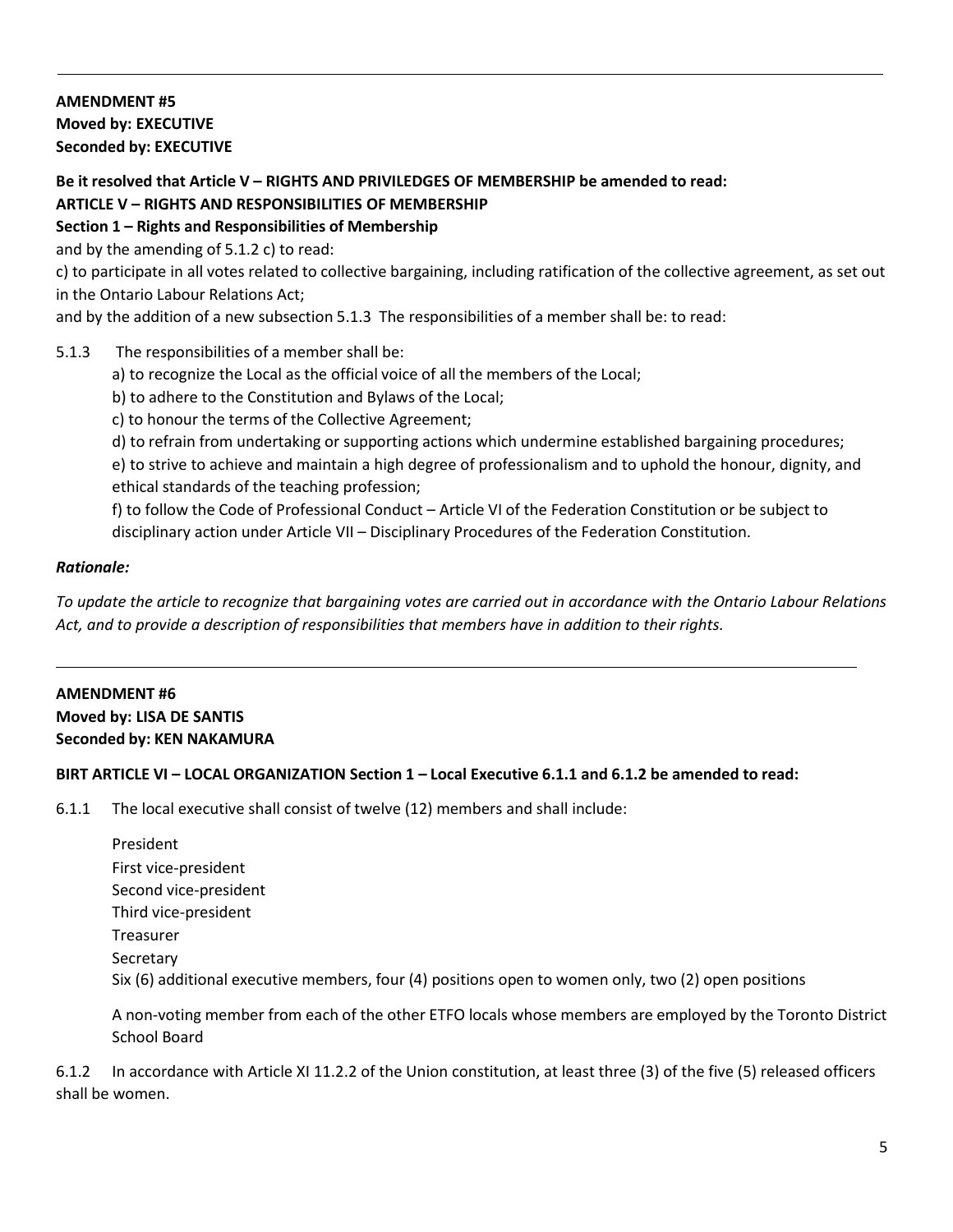---

**AMENDMENT #5**
**Moved by: EXECUTIVE**
**Seconded by: EXECUTIVE**

**Be it resolved that Article V – RIGHTS AND PRIVILEDGES OF MEMBERSHIP be amended to read:**
**ARTICLE V – RIGHTS AND RESPONSIBILITIES OF MEMBERSHIP**
**Section 1 – Rights and Responsibilities of Membership**

and by the amending of 5.1.2 c) to read:

c) to participate in all votes related to collective bargaining, including ratification of the collective agreement, as set out in the Ontario Labour Relations Act;

and by the addition of a new subsection 5.1.3 The responsibilities of a member shall be: to read:

5.1.3 The responsibilities of a member shall be:

a) to recognize the Local as the official voice of all the members of the Local;

b) to adhere to the Constitution and Bylaws of the Local;

c) to honour the terms of the Collective Agreement;

d) to refrain from undertaking or supporting actions which undermine established bargaining procedures;

e) to strive to achieve and maintain a high degree of professionalism and to uphold the honour, dignity, and ethical standards of the teaching profession;

f) to follow the Code of Professional Conduct – Article VI of the Federation Constitution or be subject to disciplinary action under Article VII – Disciplinary Procedures of the Federation Constitution.

***Rationale:***

*To update the article to recognize that bargaining votes are carried out in accordance with the Ontario Labour Relations Act, and to provide a description of responsibilities that members have in addition to their rights.*

---

**AMENDMENT #6**
**Moved by: LISA DE SANTIS**
**Seconded by: KEN NAKAMURA**

**BIRT ARTICLE VI – LOCAL ORGANIZATION Section 1 – Local Executive 6.1.1 and 6.1.2 be amended to read:**

6.1.1 The local executive shall consist of twelve (12) members and shall include:

President
First vice-president
Second vice-president
Third vice-president
Treasurer
Secretary
Six (6) additional executive members, four (4) positions open to women only, two (2) open positions

A non-voting member from each of the other ETFO locals whose members are employed by the Toronto District School Board

6.1.2 In accordance with Article XI 11.2.2 of the Union constitution, at least three (3) of the five (5) released officers shall be women.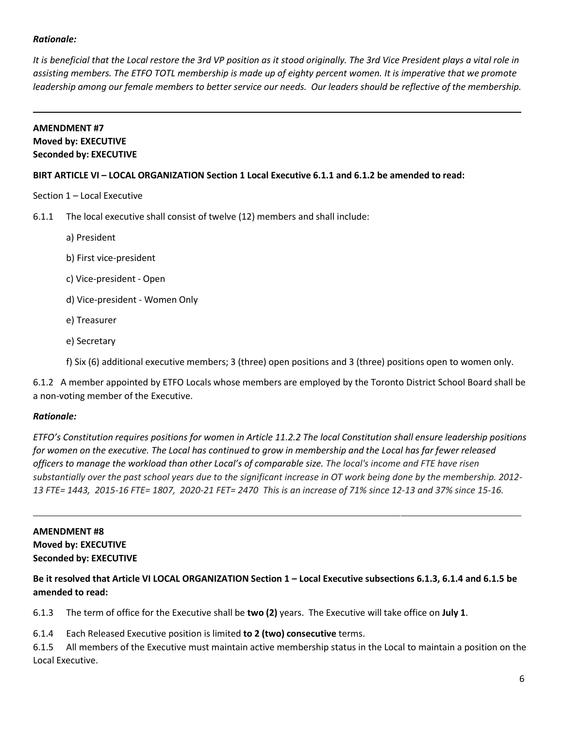***Rationale:***

*It is beneficial that the Local restore the 3rd VP position as it stood originally. The 3rd Vice President plays a vital role in assisting members. The ETFO TOTL membership is made up of eighty percent women. It is imperative that we promote leadership among our female members to better service our needs. Our leaders should be reflective of the membership.*

---

**AMENDMENT #7**
**Moved by: EXECUTIVE**
**Seconded by: EXECUTIVE**

**BIRT ARTICLE VI – LOCAL ORGANIZATION Section 1 Local Executive 6.1.1 and 6.1.2 be amended to read:**

Section 1 – Local Executive

6.1.1 The local executive shall consist of twelve (12) members and shall include:

a) President

b) First vice-president

c) Vice-president - Open

d) Vice-president - Women Only

e) Treasurer

e) Secretary

f) Six (6) additional executive members; 3 (three) open positions and 3 (three) positions open to women only.

6.1.2 A member appointed by ETFO Locals whose members are employed by the Toronto District School Board shall be a non-voting member of the Executive.

***Rationale:***

*ETFO's Constitution requires positions for women in Article 11.2.2 The local Constitution shall ensure leadership positions for women on the executive. The Local has continued to grow in membership and the Local has far fewer released officers to manage the workload than other Local's of comparable size. The local's income and FTE have risen substantially over the past school years due to the significant increase in OT work being done by the membership. 2012-13 FTE= 1443, 2015-16 FTE= 1807, 2020-21 FET= 2470 This is an increase of 71% since 12-13 and 37% since 15-16.*

---

**AMENDMENT #8**
**Moved by: EXECUTIVE**
**Seconded by: EXECUTIVE**

**Be it resolved that Article VI LOCAL ORGANIZATION Section 1 – Local Executive subsections 6.1.3, 6.1.4 and 6.1.5 be amended to read:**

6.1.3 The term of office for the Executive shall be **two (2)** years. The Executive will take office on **July 1**.

6.1.4 Each Released Executive position is limited **to 2 (two) consecutive** terms.

6.1.5 All members of the Executive must maintain active membership status in the Local to maintain a position on the Local Executive.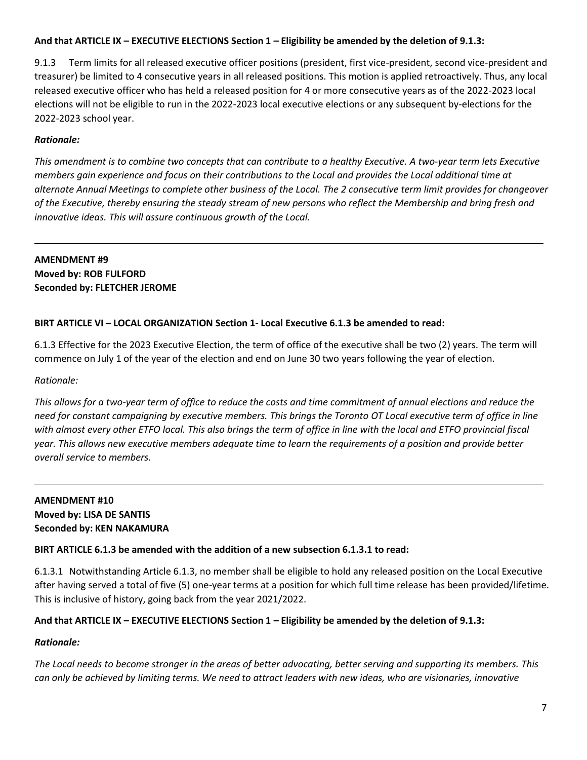**And that ARTICLE IX – EXECUTIVE ELECTIONS Section 1 – Eligibility be amended by the deletion of 9.1.3:**

9.1.3 Term limits for all released executive officer positions (president, first vice-president, second vice-president and treasurer) be limited to 4 consecutive years in all released positions. This motion is applied retroactively. Thus, any local released executive officer who has held a released position for 4 or more consecutive years as of the 2022-2023 local elections will not be eligible to run in the 2022-2023 local executive elections or any subsequent by-elections for the 2022-2023 school year.

***Rationale:***

*This amendment is to combine two concepts that can contribute to a healthy Executive. A two-year term lets Executive members gain experience and focus on their contributions to the Local and provides the Local additional time at alternate Annual Meetings to complete other business of the Local. The 2 consecutive term limit provides for changeover of the Executive, thereby ensuring the steady stream of new persons who reflect the Membership and bring fresh and innovative ideas. This will assure continuous growth of the Local.*

---

**AMENDMENT #9**
**Moved by: ROB FULFORD**
**Seconded by: FLETCHER JEROME**

**BIRT ARTICLE VI – LOCAL ORGANIZATION Section 1- Local Executive 6.1.3 be amended to read:**

6.1.3 Effective for the 2023 Executive Election, the term of office of the executive shall be two (2) years. The term will commence on July 1 of the year of the election and end on June 30 two years following the year of election.

*Rationale:*

*This allows for a two-year term of office to reduce the costs and time commitment of annual elections and reduce the need for constant campaigning by executive members. This brings the Toronto OT Local executive term of office in line with almost every other ETFO local. This also brings the term of office in line with the local and ETFO provincial fiscal year. This allows new executive members adequate time to learn the requirements of a position and provide better overall service to members.*

---

**AMENDMENT #10**
**Moved by: LISA DE SANTIS**
**Seconded by: KEN NAKAMURA**

**BIRT ARTICLE 6.1.3 be amended with the addition of a new subsection 6.1.3.1 to read:**

6.1.3.1 Notwithstanding Article 6.1.3, no member shall be eligible to hold any released position on the Local Executive after having served a total of five (5) one-year terms at a position for which full time release has been provided/lifetime. This is inclusive of history, going back from the year 2021/2022.

**And that ARTICLE IX – EXECUTIVE ELECTIONS Section 1 – Eligibility be amended by the deletion of 9.1.3:**

***Rationale:***

*The Local needs to become stronger in the areas of better advocating, better serving and supporting its members. This can only be achieved by limiting terms. We need to attract leaders with new ideas, who are visionaries, innovative*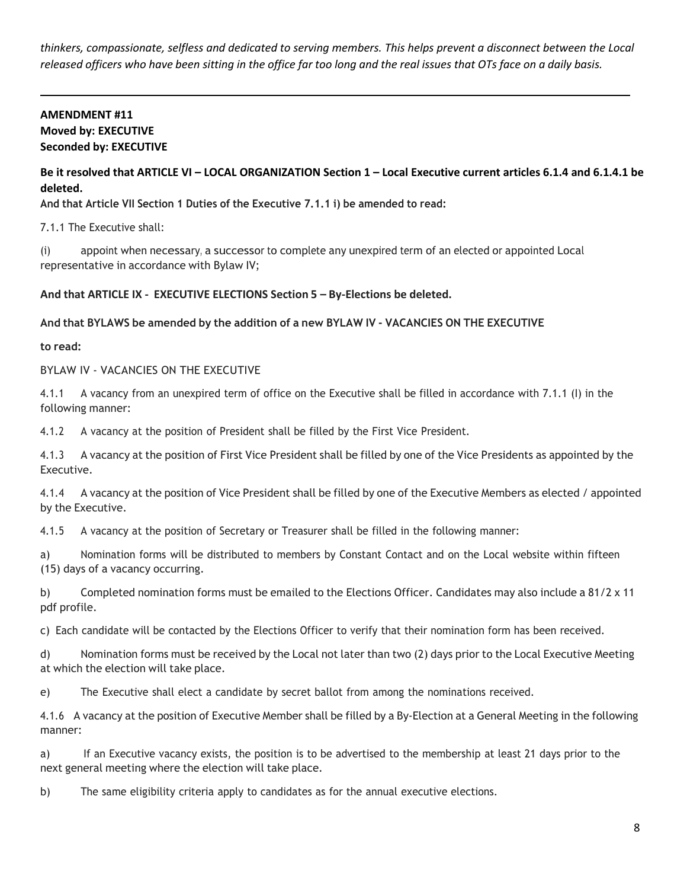*thinkers, compassionate, selfless and dedicated to serving members. This helps prevent a disconnect between the Local released officers who have been sitting in the office far too long and the real issues that OTs face on a daily basis.*

---

**AMENDMENT #11**
**Moved by: EXECUTIVE**
**Seconded by: EXECUTIVE**

**Be it resolved that ARTICLE VI – LOCAL ORGANIZATION Section 1 – Local Executive current articles 6.1.4 and 6.1.4.1 be deleted.**

**And that Article VII Section 1 Duties of the Executive 7.1.1 i) be amended to read:**

7.1.1 The Executive shall:

(i) appoint when necessary, a successor to complete any unexpired term of an elected or appointed Local representative in accordance with Bylaw IV;

**And that ARTICLE IX - EXECUTIVE ELECTIONS Section 5 – By-Elections be deleted.**

**And that BYLAWS be amended by the addition of a new BYLAW IV - VACANCIES ON THE EXECUTIVE**

**to read:**

BYLAW IV - VACANCIES ON THE EXECUTIVE

4.1.1 A vacancy from an unexpired term of office on the Executive shall be filled in accordance with 7.1.1 (I) in the following manner:

4.1.2 A vacancy at the position of President shall be filled by the First Vice President.

4.1.3 A vacancy at the position of First Vice President shall be filled by one of the Vice Presidents as appointed by the Executive.

4.1.4 A vacancy at the position of Vice President shall be filled by one of the Executive Members as elected / appointed by the Executive.

4.1.5 A vacancy at the position of Secretary or Treasurer shall be filled in the following manner:

a) Nomination forms will be distributed to members by Constant Contact and on the Local website within fifteen (15) days of a vacancy occurring.

b) Completed nomination forms must be emailed to the Elections Officer. Candidates may also include a 81/2 x 11 pdf profile.

c) Each candidate will be contacted by the Elections Officer to verify that their nomination form has been received.

d) Nomination forms must be received by the Local not later than two (2) days prior to the Local Executive Meeting at which the election will take place.

e) The Executive shall elect a candidate by secret ballot from among the nominations received.

4.1.6 A vacancy at the position of Executive Member shall be filled by a By-Election at a General Meeting in the following manner:

a) If an Executive vacancy exists, the position is to be advertised to the membership at least 21 days prior to the next general meeting where the election will take place.

b) The same eligibility criteria apply to candidates as for the annual executive elections.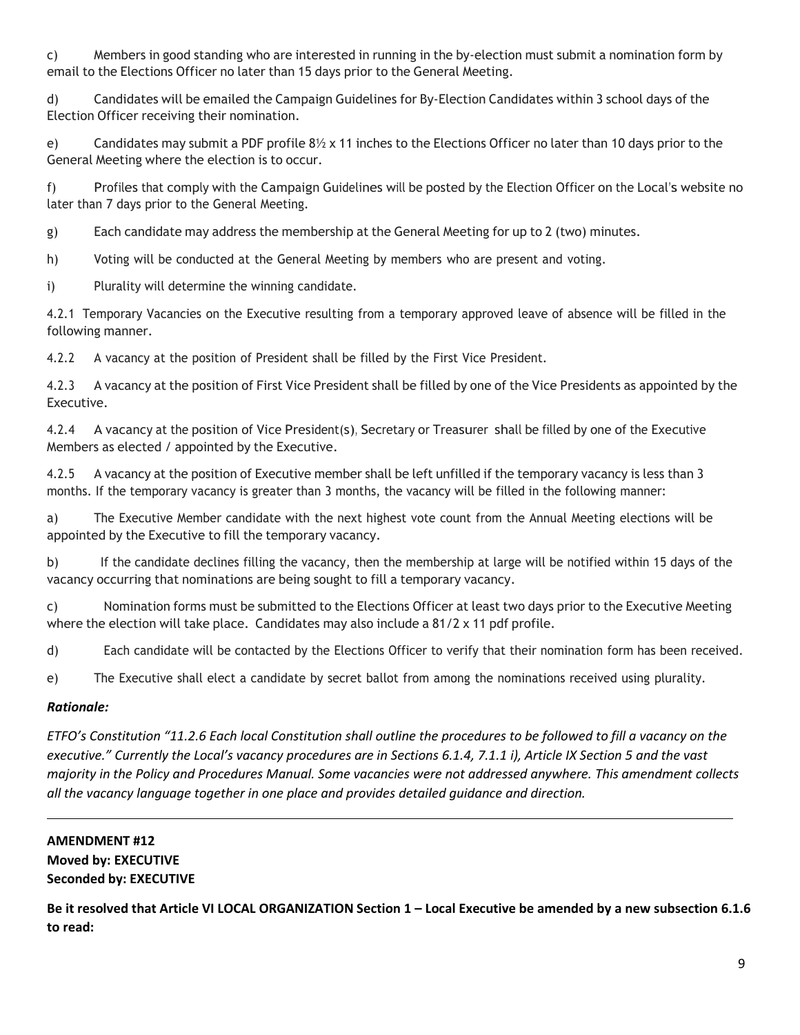c) Members in good standing who are interested in running in the by-election must submit a nomination form by email to the Elections Officer no later than 15 days prior to the General Meeting.

d) Candidates will be emailed the Campaign Guidelines for By-Election Candidates within 3 school days of the Election Officer receiving their nomination.

e) Candidates may submit a PDF profile 8½ x 11 inches to the Elections Officer no later than 10 days prior to the General Meeting where the election is to occur.

f) Profiles that comply with the Campaign Guidelines will be posted by the Election Officer on the Local's website no later than 7 days prior to the General Meeting.

g) Each candidate may address the membership at the General Meeting for up to 2 (two) minutes.

h) Voting will be conducted at the General Meeting by members who are present and voting.

i) Plurality will determine the winning candidate.

4.2.1 Temporary Vacancies on the Executive resulting from a temporary approved leave of absence will be filled in the following manner.

4.2.2 A vacancy at the position of President shall be filled by the First Vice President.

4.2.3 A vacancy at the position of First Vice President shall be filled by one of the Vice Presidents as appointed by the Executive.

4.2.4 A vacancy at the position of Vice President(s), Secretary or Treasurer shall be filled by one of the Executive Members as elected / appointed by the Executive.

4.2.5 A vacancy at the position of Executive member shall be left unfilled if the temporary vacancy is less than 3 months. If the temporary vacancy is greater than 3 months, the vacancy will be filled in the following manner:

a) The Executive Member candidate with the next highest vote count from the Annual Meeting elections will be appointed by the Executive to fill the temporary vacancy.

b) If the candidate declines filling the vacancy, then the membership at large will be notified within 15 days of the vacancy occurring that nominations are being sought to fill a temporary vacancy.

c) Nomination forms must be submitted to the Elections Officer at least two days prior to the Executive Meeting where the election will take place. Candidates may also include a 81/2 x 11 pdf profile.

d) Each candidate will be contacted by the Elections Officer to verify that their nomination form has been received.

e) The Executive shall elect a candidate by secret ballot from among the nominations received using plurality.

***Rationale:***

*ETFO's Constitution "11.2.6 Each local Constitution shall outline the procedures to be followed to fill a vacancy on the executive." Currently the Local's vacancy procedures are in Sections 6.1.4, 7.1.1 i), Article IX Section 5 and the vast majority in the Policy and Procedures Manual. Some vacancies were not addressed anywhere. This amendment collects all the vacancy language together in one place and provides detailed guidance and direction.*

---

**AMENDMENT #12**
**Moved by: EXECUTIVE**
**Seconded by: EXECUTIVE**

**Be it resolved that Article VI LOCAL ORGANIZATION Section 1 – Local Executive be amended by a new subsection 6.1.6 to read:**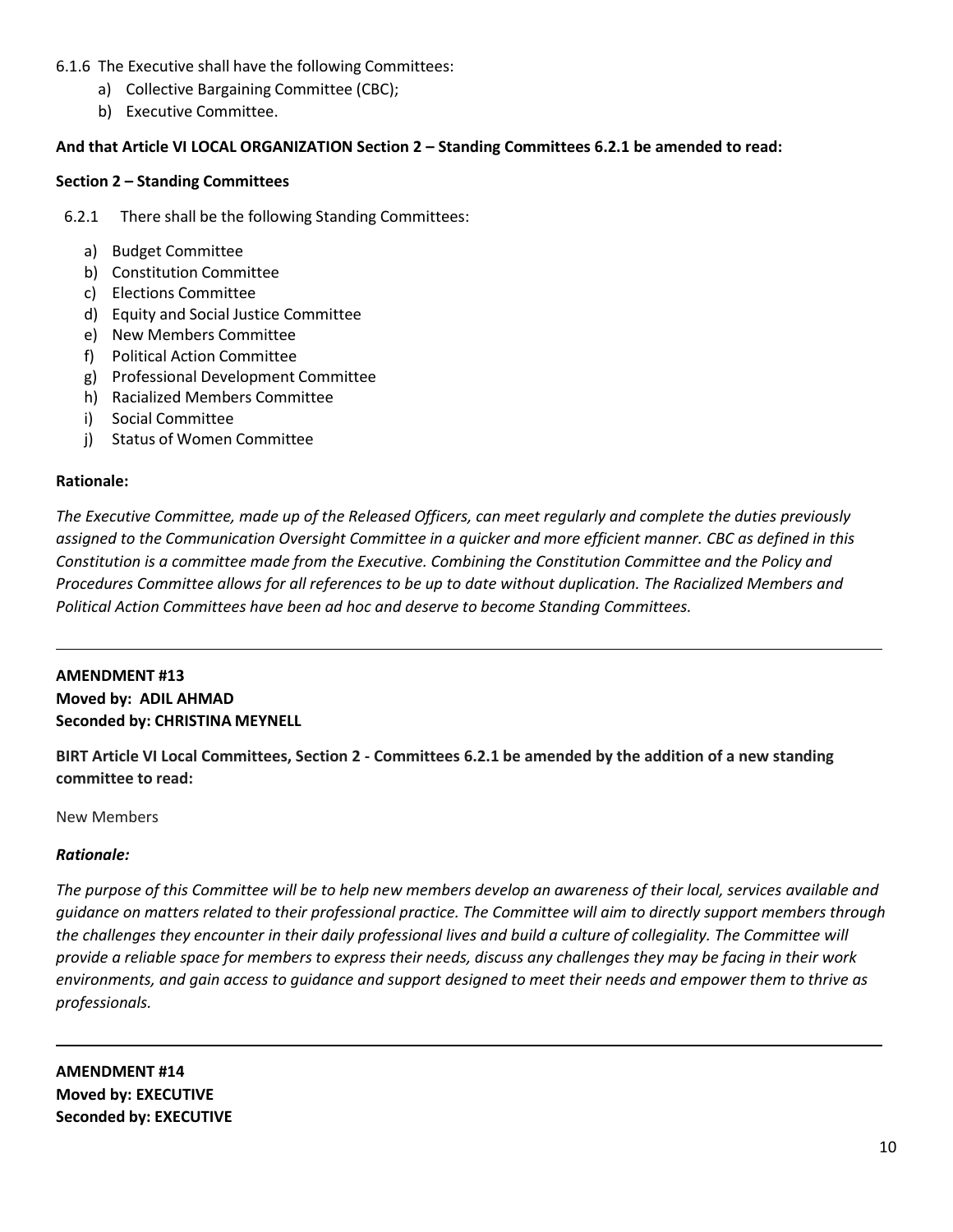6.1.6 The Executive shall have the following Committees:

a) Collective Bargaining Committee (CBC);
b) Executive Committee.

**And that Article VI LOCAL ORGANIZATION Section 2 – Standing Committees 6.2.1 be amended to read:**

**Section 2 – Standing Committees**

6.2.1 There shall be the following Standing Committees:

a) Budget Committee
b) Constitution Committee
c) Elections Committee
d) Equity and Social Justice Committee
e) New Members Committee
f) Political Action Committee
g) Professional Development Committee
h) Racialized Members Committee
i) Social Committee
j) Status of Women Committee

**Rationale:**

*The Executive Committee, made up of the Released Officers, can meet regularly and complete the duties previously assigned to the Communication Oversight Committee in a quicker and more efficient manner. CBC as defined in this Constitution is a committee made from the Executive. Combining the Constitution Committee and the Policy and Procedures Committee allows for all references to be up to date without duplication. The Racialized Members and Political Action Committees have been ad hoc and deserve to become Standing Committees.*

---

**AMENDMENT #13**
**Moved by: ADIL AHMAD**
**Seconded by: CHRISTINA MEYNELL**

**BIRT Article VI Local Committees, Section 2 - Committees 6.2.1 be amended by the addition of a new standing committee to read:**

New Members

***Rationale:***

*The purpose of this Committee will be to help new members develop an awareness of their local, services available and guidance on matters related to their professional practice. The Committee will aim to directly support members through the challenges they encounter in their daily professional lives and build a culture of collegiality. The Committee will provide a reliable space for members to express their needs, discuss any challenges they may be facing in their work environments, and gain access to guidance and support designed to meet their needs and empower them to thrive as professionals.*

---

**AMENDMENT #14**
**Moved by: EXECUTIVE**
**Seconded by: EXECUTIVE**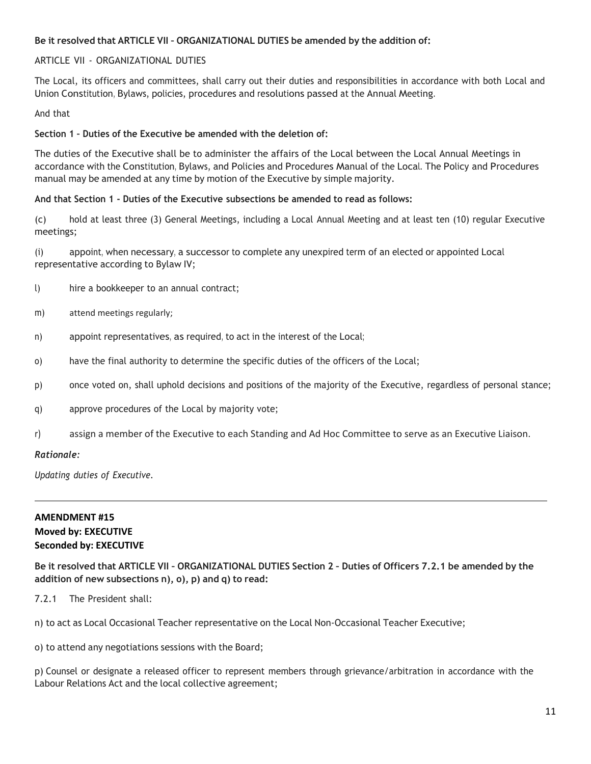**Be it resolved that ARTICLE VII – ORGANIZATIONAL DUTIES be amended by the addition of:**

ARTICLE VII - ORGANIZATIONAL DUTIES

The Local, its officers and committees, shall carry out their duties and responsibilities in accordance with both Local and Union Constitution, Bylaws, policies, procedures and resolutions passed at the Annual Meeting.

And that

**Section 1 – Duties of the Executive be amended with the deletion of:**

The duties of the Executive shall be to administer the affairs of the Local between the Local Annual Meetings in accordance with the Constitution, Bylaws, and Policies and Procedures Manual of the Local. The Policy and Procedures manual may be amended at any time by motion of the Executive by simple majority.

**And that Section 1 - Duties of the Executive subsections be amended to read as follows:**

(c) hold at least three (3) General Meetings, including a Local Annual Meeting and at least ten (10) regular Executive meetings;

(i) appoint, when necessary, a successor to complete any unexpired term of an elected or appointed Local representative according to Bylaw IV;

l) hire a bookkeeper to an annual contract;

m) attend meetings regularly;

n) appoint representatives, as required, to act in the interest of the Local;

o) have the final authority to determine the specific duties of the officers of the Local;

p) once voted on, shall uphold decisions and positions of the majority of the Executive, regardless of personal stance;

q) approve procedures of the Local by majority vote;

r) assign a member of the Executive to each Standing and Ad Hoc Committee to serve as an Executive Liaison.

*Rationale:*

*Updating duties of Executive.*

---

**AMENDMENT #15**
**Moved by: EXECUTIVE**
**Seconded by: EXECUTIVE**

**Be it resolved that ARTICLE VII – ORGANIZATIONAL DUTIES Section 2 – Duties of Officers 7.2.1 be amended by the addition of new subsections n), o), p) and q) to read:**

7.2.1 The President shall:

n) to act as Local Occasional Teacher representative on the Local Non-Occasional Teacher Executive;

o) to attend any negotiations sessions with the Board;

p) Counsel or designate a released officer to represent members through grievance/arbitration in accordance with the Labour Relations Act and the local collective agreement;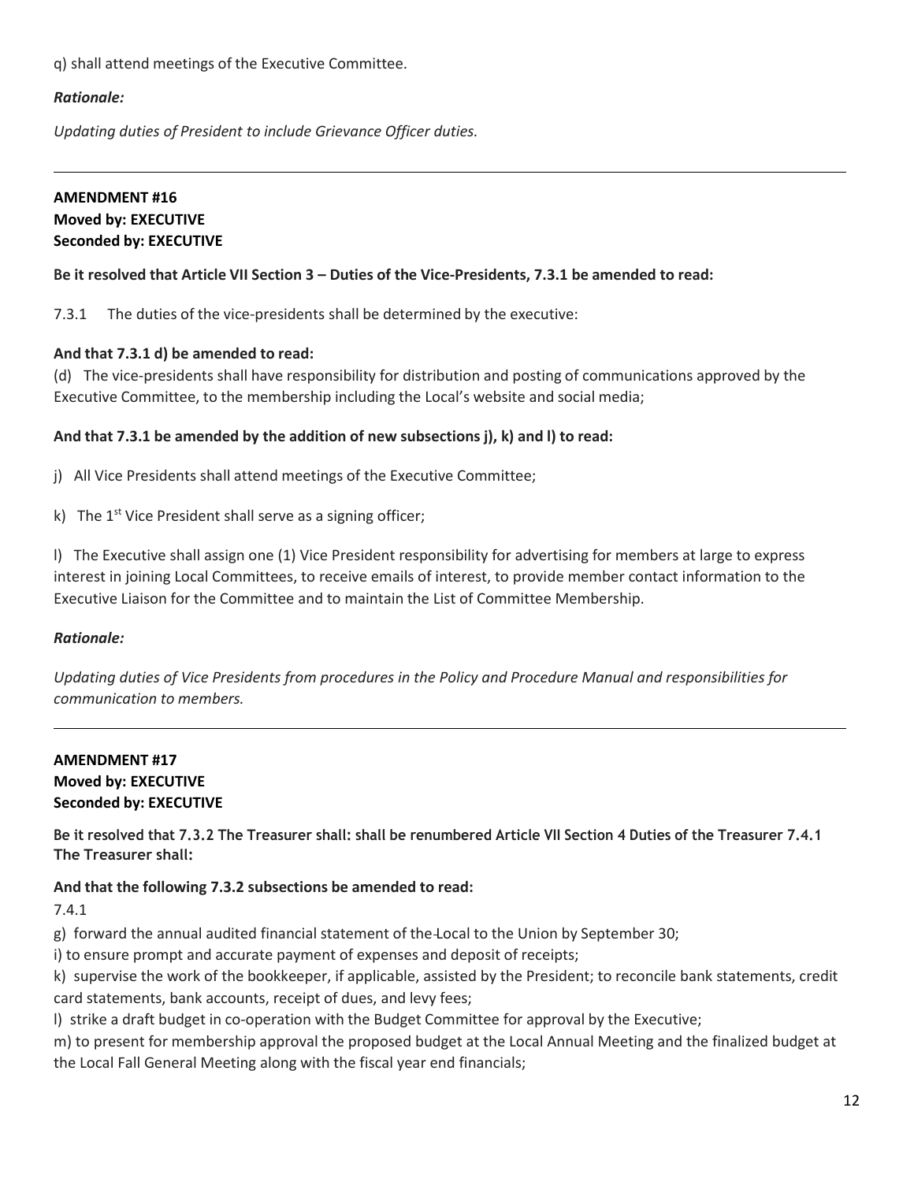q) shall attend meetings of the Executive Committee.

***Rationale:***

*Updating duties of President to include Grievance Officer duties.*

---

**AMENDMENT #16**
**Moved by: EXECUTIVE**
**Seconded by: EXECUTIVE**

**Be it resolved that Article VII Section 3 – Duties of the Vice-Presidents, 7.3.1 be amended to read:**

7.3.1 The duties of the vice-presidents shall be determined by the executive:

**And that 7.3.1 d) be amended to read:**
(d) The vice-presidents shall have responsibility for distribution and posting of communications approved by the Executive Committee, to the membership including the Local's website and social media;

**And that 7.3.1 be amended by the addition of new subsections j), k) and l) to read:**

j) All Vice Presidents shall attend meetings of the Executive Committee;

k) The 1st Vice President shall serve as a signing officer;

l) The Executive shall assign one (1) Vice President responsibility for advertising for members at large to express interest in joining Local Committees, to receive emails of interest, to provide member contact information to the Executive Liaison for the Committee and to maintain the List of Committee Membership.

***Rationale:***

*Updating duties of Vice Presidents from procedures in the Policy and Procedure Manual and responsibilities for communication to members.*

---

**AMENDMENT #17**
**Moved by: EXECUTIVE**
**Seconded by: EXECUTIVE**

**Be it resolved that 7.3.2 The Treasurer shall: shall be renumbered Article VII Section 4 Duties of the Treasurer 7.4.1 The Treasurer shall:**

**And that the following 7.3.2 subsections be amended to read:**
7.4.1
g) forward the annual audited financial statement of the Local to the Union by September 30;
i) to ensure prompt and accurate payment of expenses and deposit of receipts;
k) supervise the work of the bookkeeper, if applicable, assisted by the President; to reconcile bank statements, credit card statements, bank accounts, receipt of dues, and levy fees;
l) strike a draft budget in co-operation with the Budget Committee for approval by the Executive;
m) to present for membership approval the proposed budget at the Local Annual Meeting and the finalized budget at the Local Fall General Meeting along with the fiscal year end financials;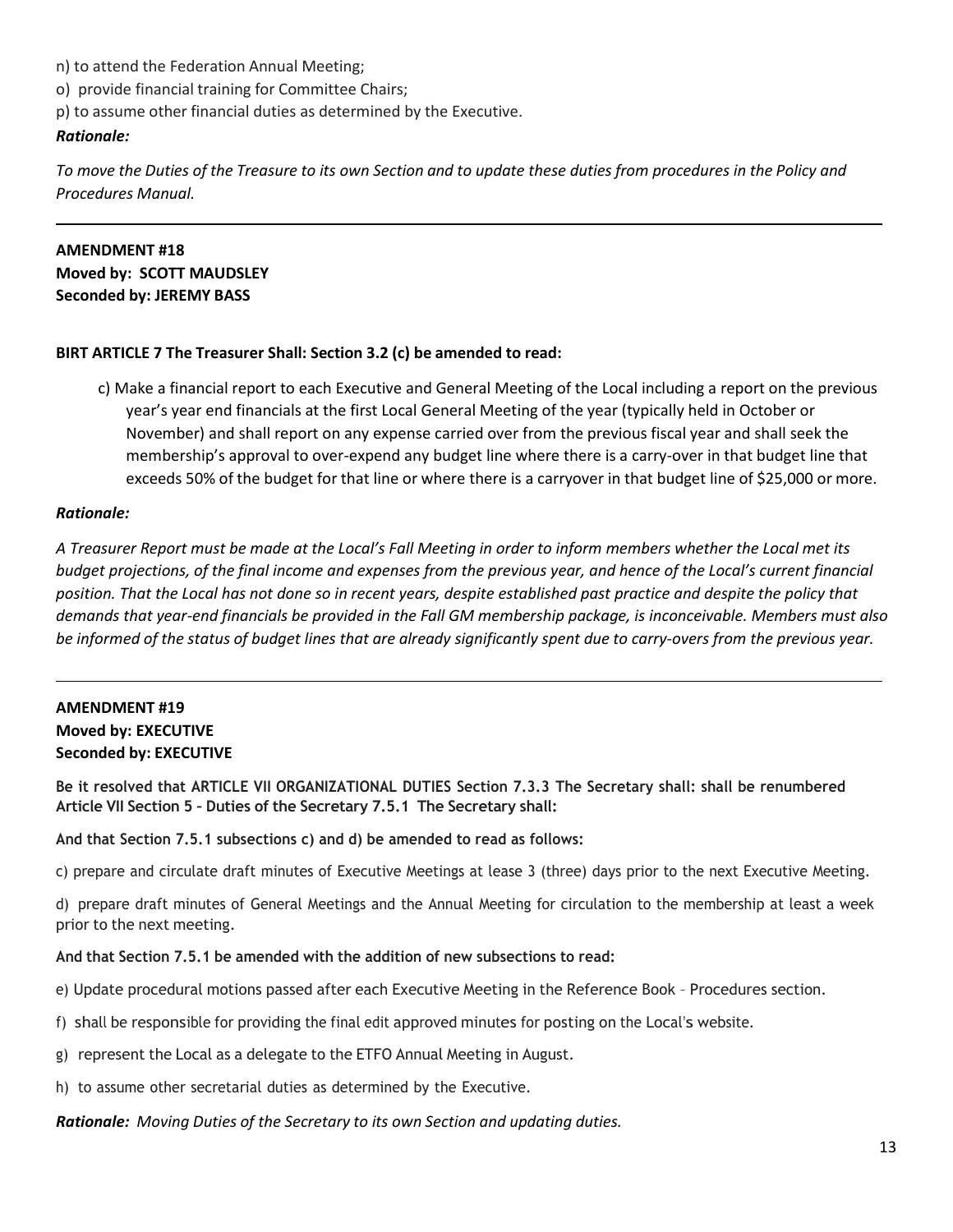n) to attend the Federation Annual Meeting;

o) provide financial training for Committee Chairs;

p) to assume other financial duties as determined by the Executive.

***Rationale:***

*To move the Duties of the Treasure to its own Section and to update these duties from procedures in the Policy and Procedures Manual.*

---

**AMENDMENT #18**
**Moved by: SCOTT MAUDSLEY**
**Seconded by: JEREMY BASS**

**BIRT ARTICLE 7 The Treasurer Shall: Section 3.2 (c) be amended to read:**

c) Make a financial report to each Executive and General Meeting of the Local including a report on the previous year's year end financials at the first Local General Meeting of the year (typically held in October or November) and shall report on any expense carried over from the previous fiscal year and shall seek the membership's approval to over-expend any budget line where there is a carry-over in that budget line that exceeds 50% of the budget for that line or where there is a carryover in that budget line of $25,000 or more.

***Rationale:***

*A Treasurer Report must be made at the Local's Fall Meeting in order to inform members whether the Local met its budget projections, of the final income and expenses from the previous year, and hence of the Local's current financial position. That the Local has not done so in recent years, despite established past practice and despite the policy that demands that year-end financials be provided in the Fall GM membership package, is inconceivable. Members must also be informed of the status of budget lines that are already significantly spent due to carry-overs from the previous year.*

---

**AMENDMENT #19**
**Moved by: EXECUTIVE**
**Seconded by: EXECUTIVE**

**Be it resolved that ARTICLE VII ORGANIZATIONAL DUTIES Section 7.3.3 The Secretary shall: shall be renumbered Article VII Section 5 – Duties of the Secretary 7.5.1 The Secretary shall:**

**And that Section 7.5.1 subsections c) and d) be amended to read as follows:**

c) prepare and circulate draft minutes of Executive Meetings at lease 3 (three) days prior to the next Executive Meeting.

d) prepare draft minutes of General Meetings and the Annual Meeting for circulation to the membership at least a week prior to the next meeting.

**And that Section 7.5.1 be amended with the addition of new subsections to read:**

e) Update procedural motions passed after each Executive Meeting in the Reference Book – Procedures section.

f) shall be responsible for providing the final edit approved minutes for posting on the Local's website.

g) represent the Local as a delegate to the ETFO Annual Meeting in August.

h) to assume other secretarial duties as determined by the Executive.

***Rationale:*** *Moving Duties of the Secretary to its own Section and updating duties.*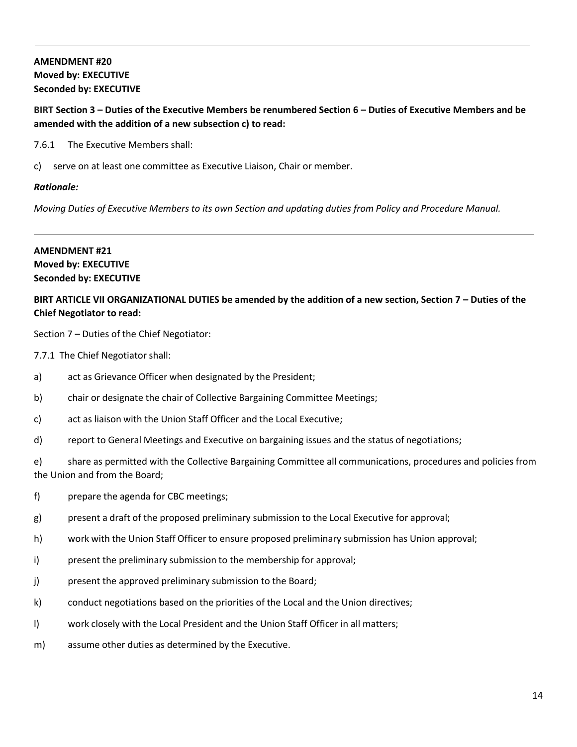---

**AMENDMENT #20**
**Moved by: EXECUTIVE**
**Seconded by: EXECUTIVE**

**BIRT Section 3 – Duties of the Executive Members be renumbered Section 6 – Duties of Executive Members and be amended with the addition of a new subsection c) to read:**

7.6.1 The Executive Members shall:

c) serve on at least one committee as Executive Liaison, Chair or member.

***Rationale:***

*Moving Duties of Executive Members to its own Section and updating duties from Policy and Procedure Manual.*

---

**AMENDMENT #21**
**Moved by: EXECUTIVE**
**Seconded by: EXECUTIVE**

**BIRT ARTICLE VII ORGANIZATIONAL DUTIES be amended by the addition of a new section, Section 7 – Duties of the Chief Negotiator to read:**

Section 7 – Duties of the Chief Negotiator:

7.7.1 The Chief Negotiator shall:

a) act as Grievance Officer when designated by the President;

b) chair or designate the chair of Collective Bargaining Committee Meetings;

c) act as liaison with the Union Staff Officer and the Local Executive;

d) report to General Meetings and Executive on bargaining issues and the status of negotiations;

e) share as permitted with the Collective Bargaining Committee all communications, procedures and policies from the Union and from the Board;

f) prepare the agenda for CBC meetings;

g) present a draft of the proposed preliminary submission to the Local Executive for approval;

h) work with the Union Staff Officer to ensure proposed preliminary submission has Union approval;

i) present the preliminary submission to the membership for approval;

j) present the approved preliminary submission to the Board;

k) conduct negotiations based on the priorities of the Local and the Union directives;

l) work closely with the Local President and the Union Staff Officer in all matters;

m) assume other duties as determined by the Executive.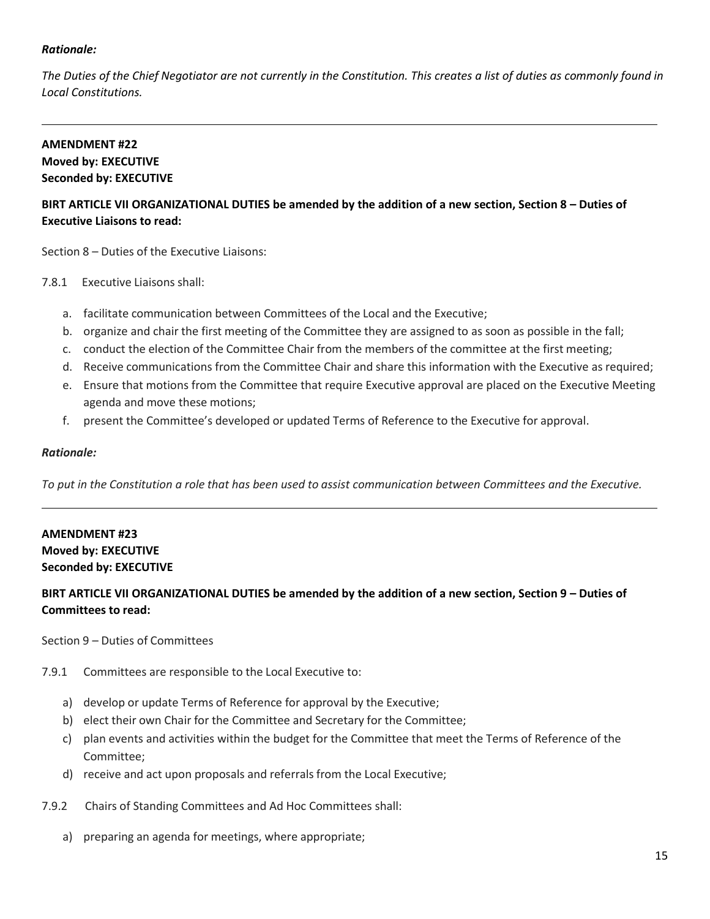***Rationale:***

*The Duties of the Chief Negotiator are not currently in the Constitution. This creates a list of duties as commonly found in Local Constitutions.*

---

**AMENDMENT #22**
**Moved by: EXECUTIVE**
**Seconded by: EXECUTIVE**

**BIRT ARTICLE VII ORGANIZATIONAL DUTIES be amended by the addition of a new section, Section 8 – Duties of Executive Liaisons to read:**

Section 8 – Duties of the Executive Liaisons:

7.8.1 Executive Liaisons shall:

a. facilitate communication between Committees of the Local and the Executive;
b. organize and chair the first meeting of the Committee they are assigned to as soon as possible in the fall;
c. conduct the election of the Committee Chair from the members of the committee at the first meeting;
d. Receive communications from the Committee Chair and share this information with the Executive as required;
e. Ensure that motions from the Committee that require Executive approval are placed on the Executive Meeting agenda and move these motions;
f. present the Committee's developed or updated Terms of Reference to the Executive for approval.

***Rationale:***

*To put in the Constitution a role that has been used to assist communication between Committees and the Executive.*

---

**AMENDMENT #23**
**Moved by: EXECUTIVE**
**Seconded by: EXECUTIVE**

**BIRT ARTICLE VII ORGANIZATIONAL DUTIES be amended by the addition of a new section, Section 9 – Duties of Committees to read:**

Section 9 – Duties of Committees

7.9.1 Committees are responsible to the Local Executive to:

a) develop or update Terms of Reference for approval by the Executive;
b) elect their own Chair for the Committee and Secretary for the Committee;
c) plan events and activities within the budget for the Committee that meet the Terms of Reference of the Committee;
d) receive and act upon proposals and referrals from the Local Executive;

7.9.2 Chairs of Standing Committees and Ad Hoc Committees shall:

a) preparing an agenda for meetings, where appropriate;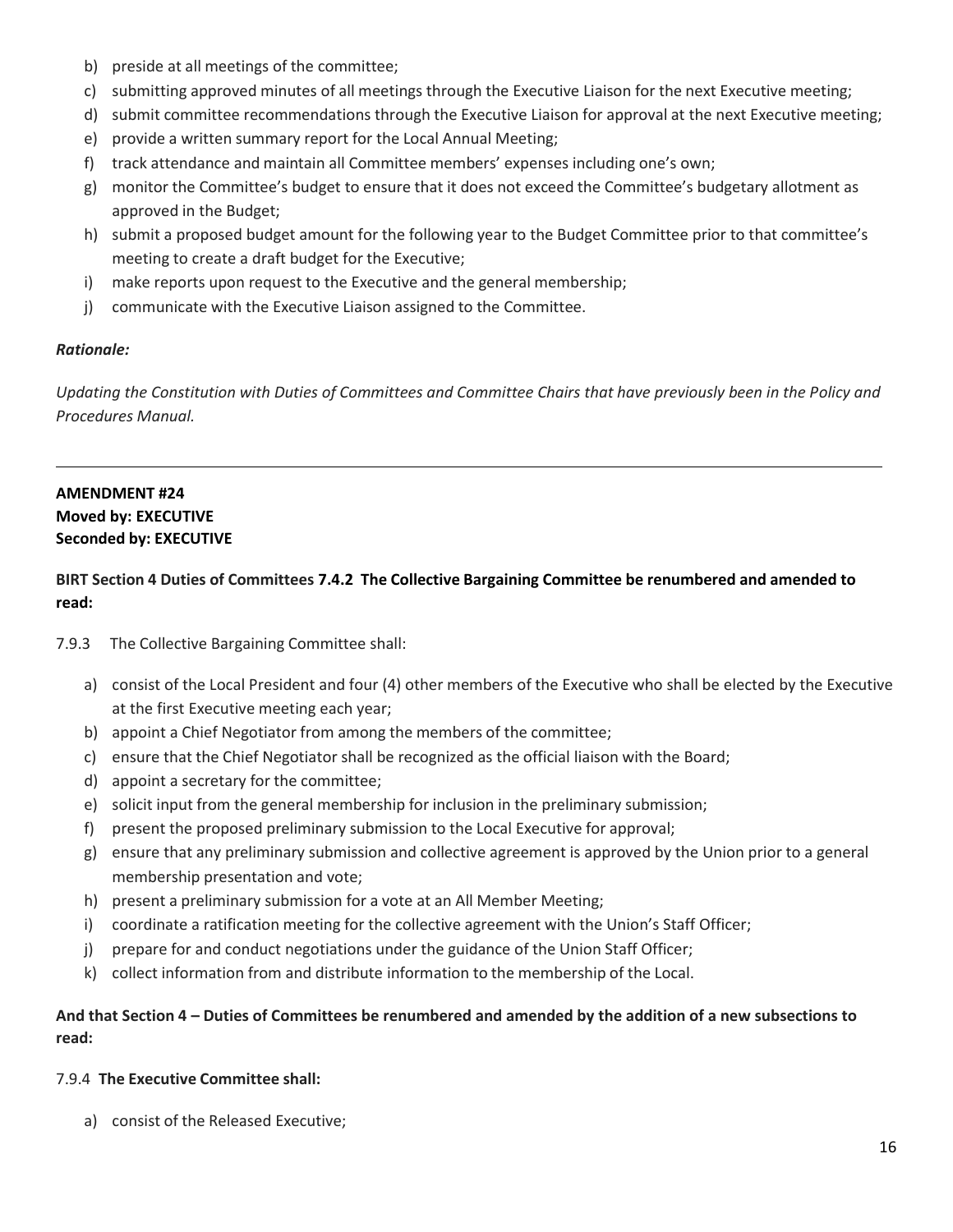b) preside at all meetings of the committee;
c) submitting approved minutes of all meetings through the Executive Liaison for the next Executive meeting;
d) submit committee recommendations through the Executive Liaison for approval at the next Executive meeting;
e) provide a written summary report for the Local Annual Meeting;
f) track attendance and maintain all Committee members' expenses including one's own;
g) monitor the Committee's budget to ensure that it does not exceed the Committee's budgetary allotment as approved in the Budget;
h) submit a proposed budget amount for the following year to the Budget Committee prior to that committee's meeting to create a draft budget for the Executive;
i) make reports upon request to the Executive and the general membership;
j) communicate with the Executive Liaison assigned to the Committee.

***Rationale:***

*Updating the Constitution with Duties of Committees and Committee Chairs that have previously been in the Policy and Procedures Manual.*

---

**AMENDMENT #24**
**Moved by: EXECUTIVE**
**Seconded by: EXECUTIVE**

**BIRT Section 4 Duties of Committees 7.4.2 The Collective Bargaining Committee be renumbered and amended to read:**

7.9.3 The Collective Bargaining Committee shall:

a) consist of the Local President and four (4) other members of the Executive who shall be elected by the Executive at the first Executive meeting each year;
b) appoint a Chief Negotiator from among the members of the committee;
c) ensure that the Chief Negotiator shall be recognized as the official liaison with the Board;
d) appoint a secretary for the committee;
e) solicit input from the general membership for inclusion in the preliminary submission;
f) present the proposed preliminary submission to the Local Executive for approval;
g) ensure that any preliminary submission and collective agreement is approved by the Union prior to a general membership presentation and vote;
h) present a preliminary submission for a vote at an All Member Meeting;
i) coordinate a ratification meeting for the collective agreement with the Union's Staff Officer;
j) prepare for and conduct negotiations under the guidance of the Union Staff Officer;
k) collect information from and distribute information to the membership of the Local.

**And that Section 4 – Duties of Committees be renumbered and amended by the addition of a new subsections to read:**

7.9.4 **The Executive Committee shall:**

a) consist of the Released Executive;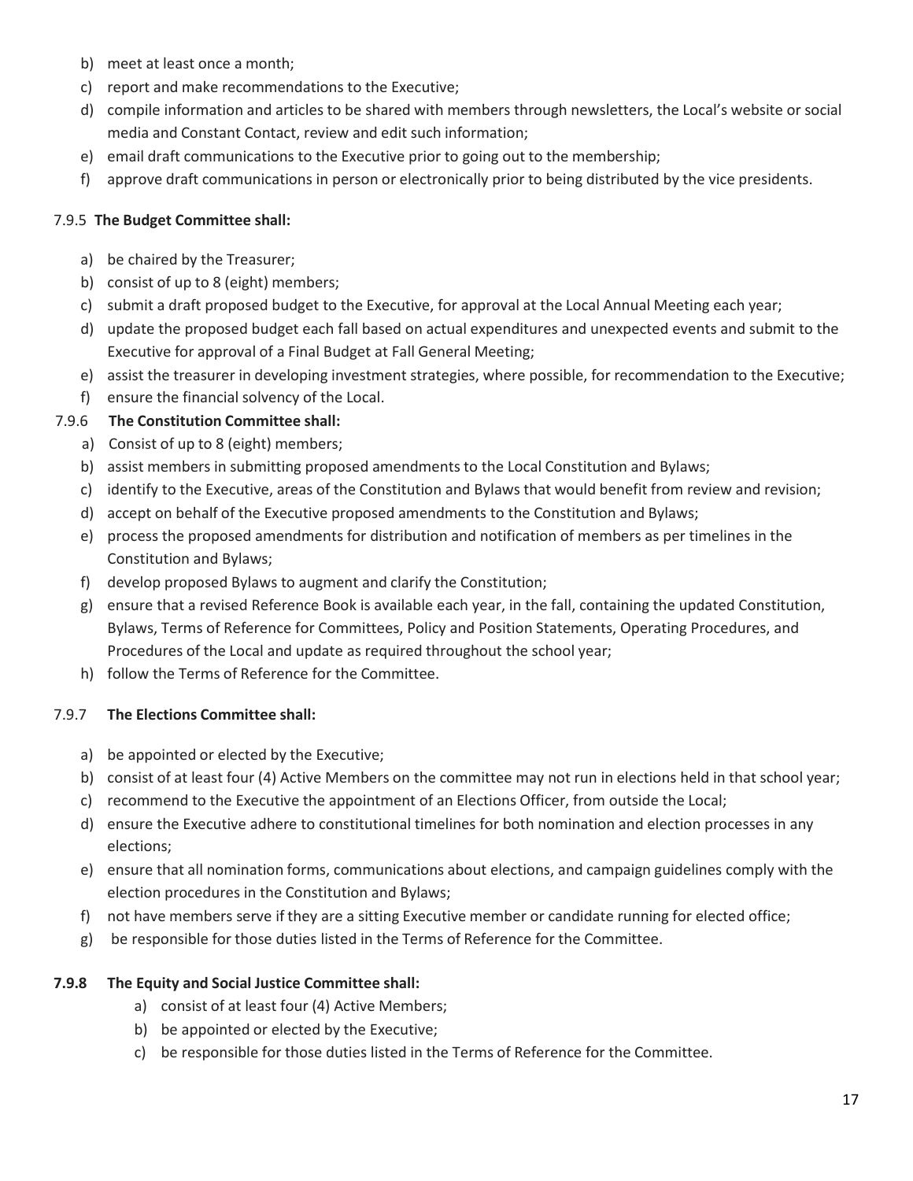b) meet at least once a month;
c) report and make recommendations to the Executive;
d) compile information and articles to be shared with members through newsletters, the Local's website or social media and Constant Contact, review and edit such information;
e) email draft communications to the Executive prior to going out to the membership;
f) approve draft communications in person or electronically prior to being distributed by the vice presidents.

7.9.5 **The Budget Committee shall:**

a) be chaired by the Treasurer;
b) consist of up to 8 (eight) members;
c) submit a draft proposed budget to the Executive, for approval at the Local Annual Meeting each year;
d) update the proposed budget each fall based on actual expenditures and unexpected events and submit to the Executive for approval of a Final Budget at Fall General Meeting;
e) assist the treasurer in developing investment strategies, where possible, for recommendation to the Executive;
f) ensure the financial solvency of the Local.

7.9.6 **The Constitution Committee shall:**

a) Consist of up to 8 (eight) members;
b) assist members in submitting proposed amendments to the Local Constitution and Bylaws;
c) identify to the Executive, areas of the Constitution and Bylaws that would benefit from review and revision;
d) accept on behalf of the Executive proposed amendments to the Constitution and Bylaws;
e) process the proposed amendments for distribution and notification of members as per timelines in the Constitution and Bylaws;
f) develop proposed Bylaws to augment and clarify the Constitution;
g) ensure that a revised Reference Book is available each year, in the fall, containing the updated Constitution, Bylaws, Terms of Reference for Committees, Policy and Position Statements, Operating Procedures, and Procedures of the Local and update as required throughout the school year;
h) follow the Terms of Reference for the Committee.

7.9.7 **The Elections Committee shall:**

a) be appointed or elected by the Executive;
b) consist of at least four (4) Active Members on the committee may not run in elections held in that school year;
c) recommend to the Executive the appointment of an Elections Officer, from outside the Local;
d) ensure the Executive adhere to constitutional timelines for both nomination and election processes in any elections;
e) ensure that all nomination forms, communications about elections, and campaign guidelines comply with the election procedures in the Constitution and Bylaws;
f) not have members serve if they are a sitting Executive member or candidate running for elected office;
g) be responsible for those duties listed in the Terms of Reference for the Committee.

**7.9.8 The Equity and Social Justice Committee shall:**

a) consist of at least four (4) Active Members;
b) be appointed or elected by the Executive;
c) be responsible for those duties listed in the Terms of Reference for the Committee.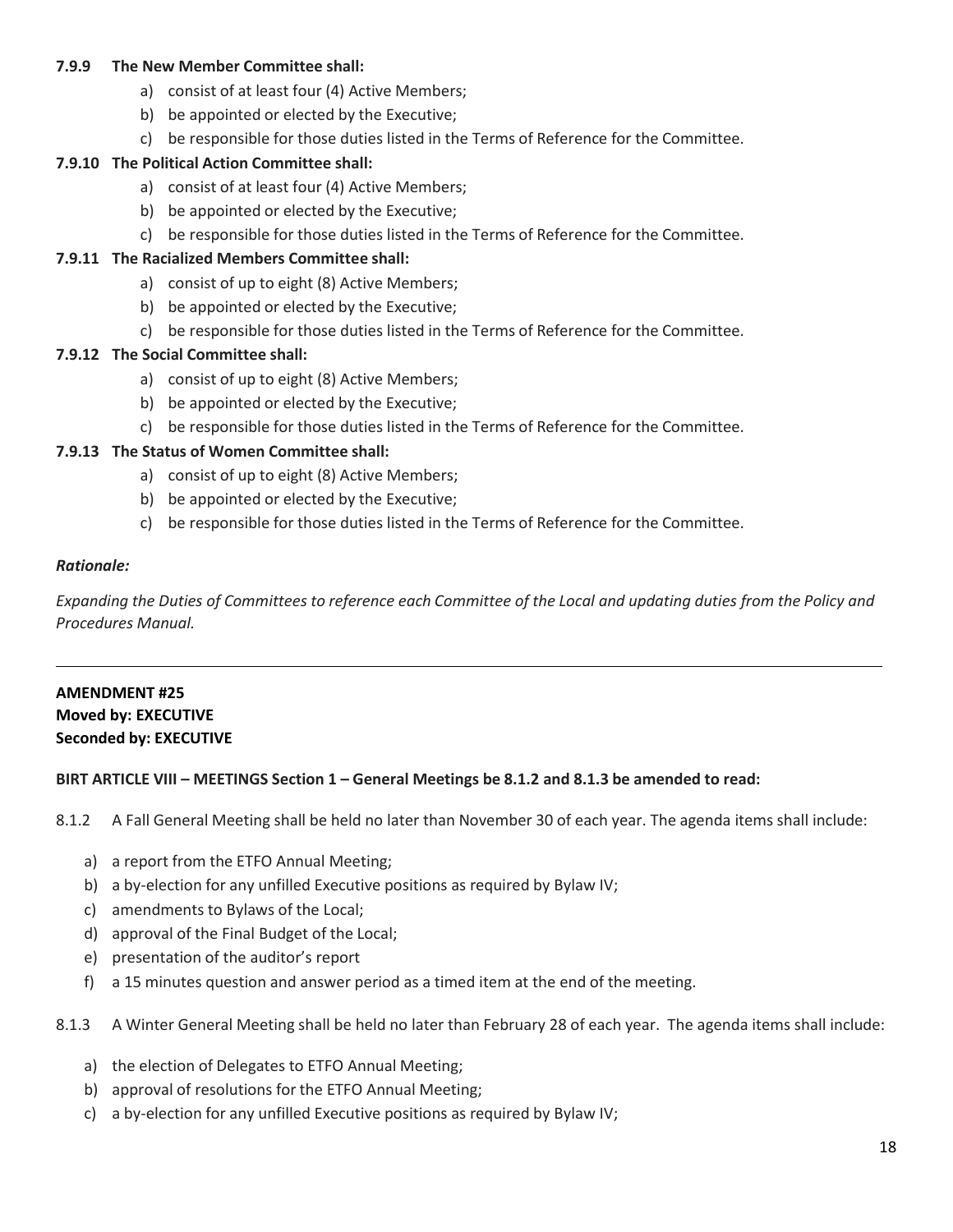**7.9.9 The New Member Committee shall:**

a) consist of at least four (4) Active Members;
b) be appointed or elected by the Executive;
c) be responsible for those duties listed in the Terms of Reference for the Committee.

**7.9.10 The Political Action Committee shall:**

a) consist of at least four (4) Active Members;
b) be appointed or elected by the Executive;
c) be responsible for those duties listed in the Terms of Reference for the Committee.

**7.9.11 The Racialized Members Committee shall:**

a) consist of up to eight (8) Active Members;
b) be appointed or elected by the Executive;
c) be responsible for those duties listed in the Terms of Reference for the Committee.

**7.9.12 The Social Committee shall:**

a) consist of up to eight (8) Active Members;
b) be appointed or elected by the Executive;
c) be responsible for those duties listed in the Terms of Reference for the Committee.

**7.9.13 The Status of Women Committee shall:**

a) consist of up to eight (8) Active Members;
b) be appointed or elected by the Executive;
c) be responsible for those duties listed in the Terms of Reference for the Committee.

***Rationale:***

*Expanding the Duties of Committees to reference each Committee of the Local and updating duties from the Policy and Procedures Manual.*

---

**AMENDMENT #25**
**Moved by: EXECUTIVE**
**Seconded by: EXECUTIVE**

**BIRT ARTICLE VIII – MEETINGS Section 1 – General Meetings be 8.1.2 and 8.1.3 be amended to read:**

8.1.2 A Fall General Meeting shall be held no later than November 30 of each year. The agenda items shall include:

a) a report from the ETFO Annual Meeting;
b) a by-election for any unfilled Executive positions as required by Bylaw IV;
c) amendments to Bylaws of the Local;
d) approval of the Final Budget of the Local;
e) presentation of the auditor's report
f) a 15 minutes question and answer period as a timed item at the end of the meeting.

8.1.3 A Winter General Meeting shall be held no later than February 28 of each year. The agenda items shall include:

a) the election of Delegates to ETFO Annual Meeting;
b) approval of resolutions for the ETFO Annual Meeting;
c) a by-election for any unfilled Executive positions as required by Bylaw IV;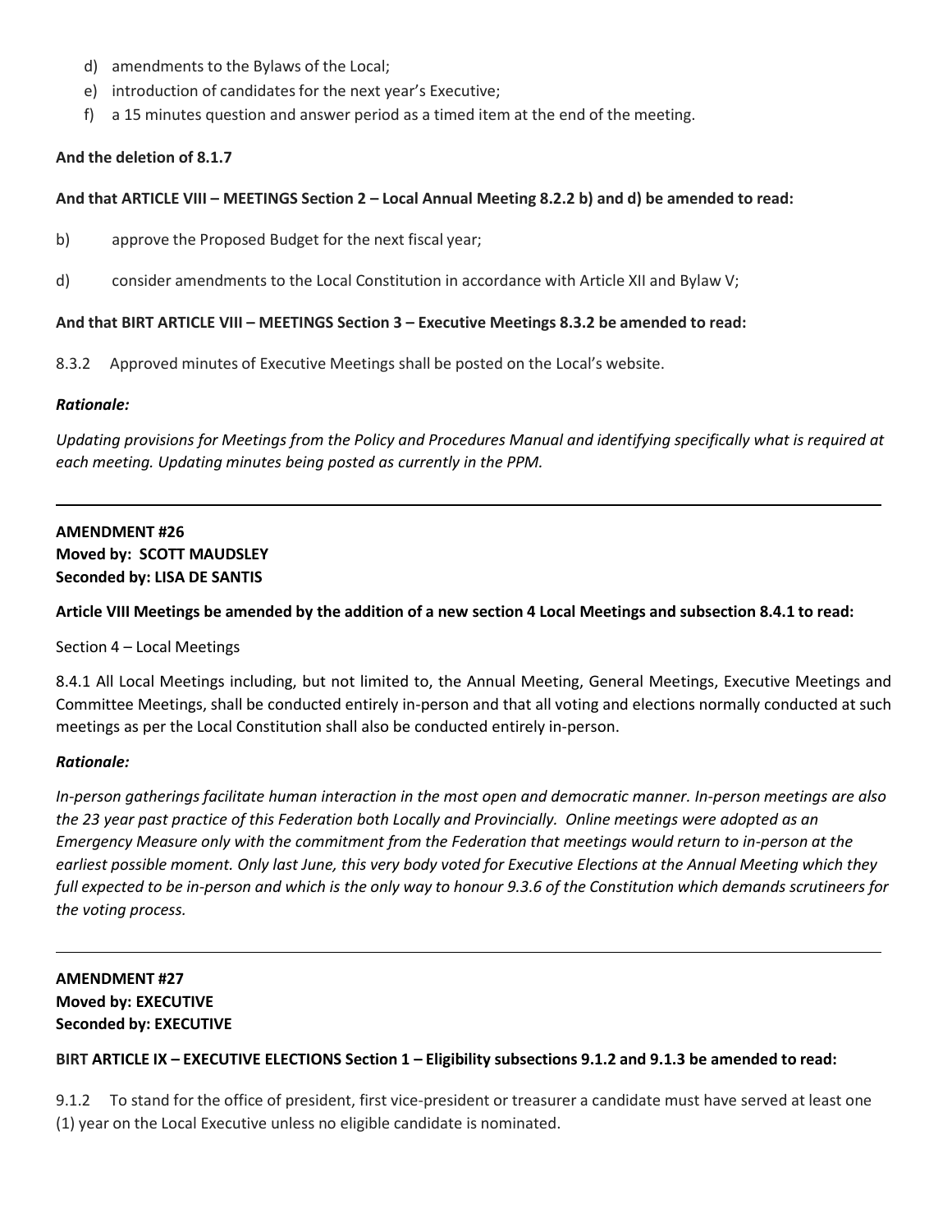d) amendments to the Bylaws of the Local;
e) introduction of candidates for the next year's Executive;
f) a 15 minutes question and answer period as a timed item at the end of the meeting.

**And the deletion of 8.1.7**

**And that ARTICLE VIII – MEETINGS Section 2 – Local Annual Meeting 8.2.2 b) and d) be amended to read:**

b) approve the Proposed Budget for the next fiscal year;

d) consider amendments to the Local Constitution in accordance with Article XII and Bylaw V;

**And that BIRT ARTICLE VIII – MEETINGS Section 3 – Executive Meetings 8.3.2 be amended to read:**

8.3.2 Approved minutes of Executive Meetings shall be posted on the Local's website.

***Rationale:***

*Updating provisions for Meetings from the Policy and Procedures Manual and identifying specifically what is required at each meeting. Updating minutes being posted as currently in the PPM.*

---

**AMENDMENT #26**
**Moved by: SCOTT MAUDSLEY**
**Seconded by: LISA DE SANTIS**

**Article VIII Meetings be amended by the addition of a new section 4 Local Meetings and subsection 8.4.1 to read:**

Section 4 – Local Meetings

8.4.1 All Local Meetings including, but not limited to, the Annual Meeting, General Meetings, Executive Meetings and Committee Meetings, shall be conducted entirely in-person and that all voting and elections normally conducted at such meetings as per the Local Constitution shall also be conducted entirely in-person.

***Rationale:***

*In-person gatherings facilitate human interaction in the most open and democratic manner. In-person meetings are also the 23 year past practice of this Federation both Locally and Provincially. Online meetings were adopted as an Emergency Measure only with the commitment from the Federation that meetings would return to in-person at the earliest possible moment. Only last June, this very body voted for Executive Elections at the Annual Meeting which they full expected to be in-person and which is the only way to honour 9.3.6 of the Constitution which demands scrutineers for the voting process.*

---

**AMENDMENT #27**
**Moved by: EXECUTIVE**
**Seconded by: EXECUTIVE**

**BIRT ARTICLE IX – EXECUTIVE ELECTIONS Section 1 – Eligibility subsections 9.1.2 and 9.1.3 be amended to read:**

9.1.2 To stand for the office of president, first vice-president or treasurer a candidate must have served at least one (1) year on the Local Executive unless no eligible candidate is nominated.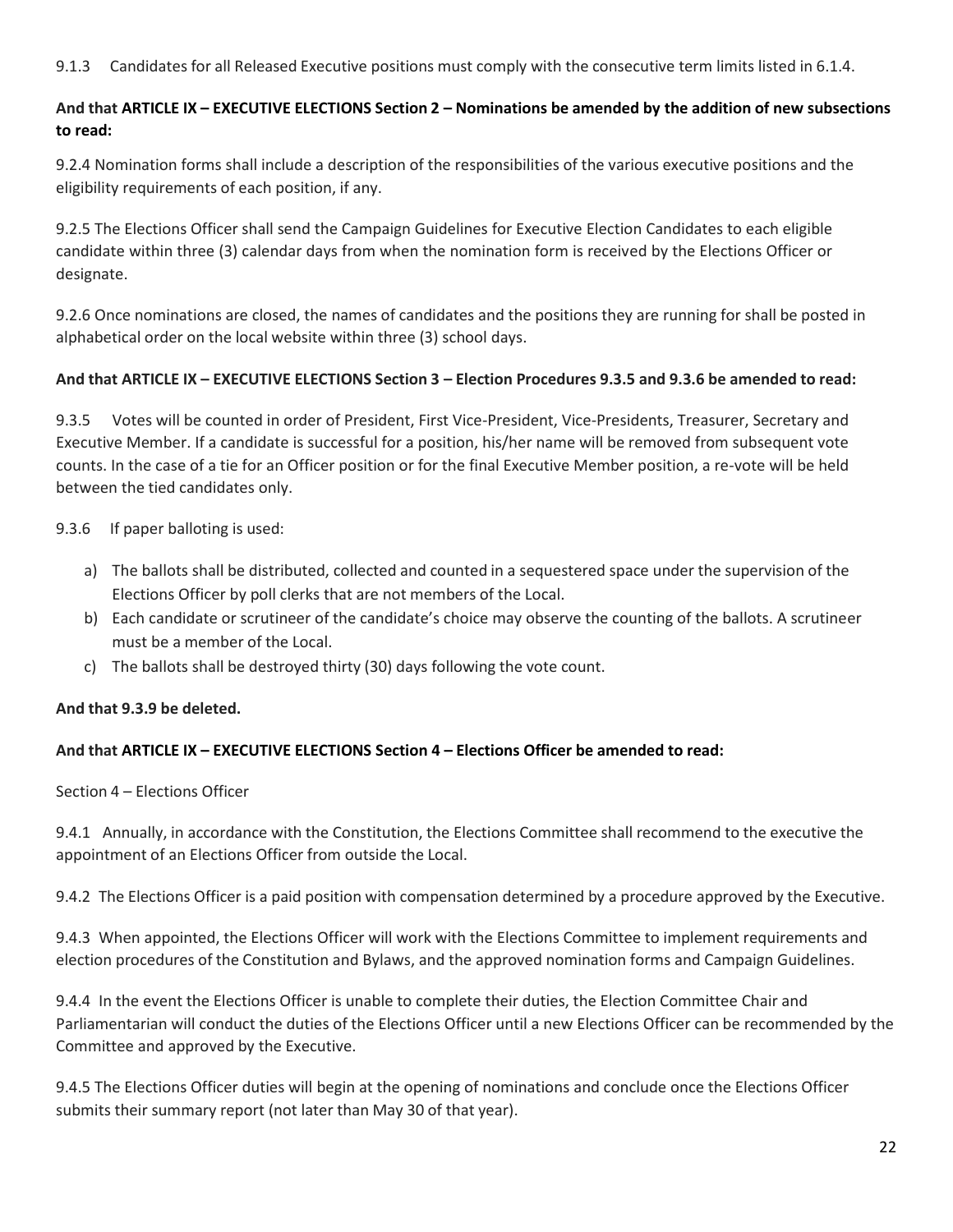9.1.3 Candidates for all Released Executive positions must comply with the consecutive term limits listed in 6.1.4.

**And that ARTICLE IX – EXECUTIVE ELECTIONS Section 2 – Nominations be amended by the addition of new subsections to read:**

9.2.4 Nomination forms shall include a description of the responsibilities of the various executive positions and the eligibility requirements of each position, if any.

9.2.5 The Elections Officer shall send the Campaign Guidelines for Executive Election Candidates to each eligible candidate within three (3) calendar days from when the nomination form is received by the Elections Officer or designate.

9.2.6 Once nominations are closed, the names of candidates and the positions they are running for shall be posted in alphabetical order on the local website within three (3) school days.

**And that ARTICLE IX – EXECUTIVE ELECTIONS Section 3 – Election Procedures 9.3.5 and 9.3.6 be amended to read:**

9.3.5 Votes will be counted in order of President, First Vice-President, Vice-Presidents, Treasurer, Secretary and Executive Member. If a candidate is successful for a position, his/her name will be removed from subsequent vote counts. In the case of a tie for an Officer position or for the final Executive Member position, a re-vote will be held between the tied candidates only.

9.3.6 If paper balloting is used:

a) The ballots shall be distributed, collected and counted in a sequestered space under the supervision of the Elections Officer by poll clerks that are not members of the Local.
b) Each candidate or scrutineer of the candidate's choice may observe the counting of the ballots. A scrutineer must be a member of the Local.
c) The ballots shall be destroyed thirty (30) days following the vote count.

**And that 9.3.9 be deleted.**

**And that ARTICLE IX – EXECUTIVE ELECTIONS Section 4 – Elections Officer be amended to read:**

Section 4 – Elections Officer

9.4.1 Annually, in accordance with the Constitution, the Elections Committee shall recommend to the executive the appointment of an Elections Officer from outside the Local.

9.4.2 The Elections Officer is a paid position with compensation determined by a procedure approved by the Executive.

9.4.3 When appointed, the Elections Officer will work with the Elections Committee to implement requirements and election procedures of the Constitution and Bylaws, and the approved nomination forms and Campaign Guidelines.

9.4.4 In the event the Elections Officer is unable to complete their duties, the Election Committee Chair and Parliamentarian will conduct the duties of the Elections Officer until a new Elections Officer can be recommended by the Committee and approved by the Executive.

9.4.5 The Elections Officer duties will begin at the opening of nominations and conclude once the Elections Officer submits their summary report (not later than May 30 of that year).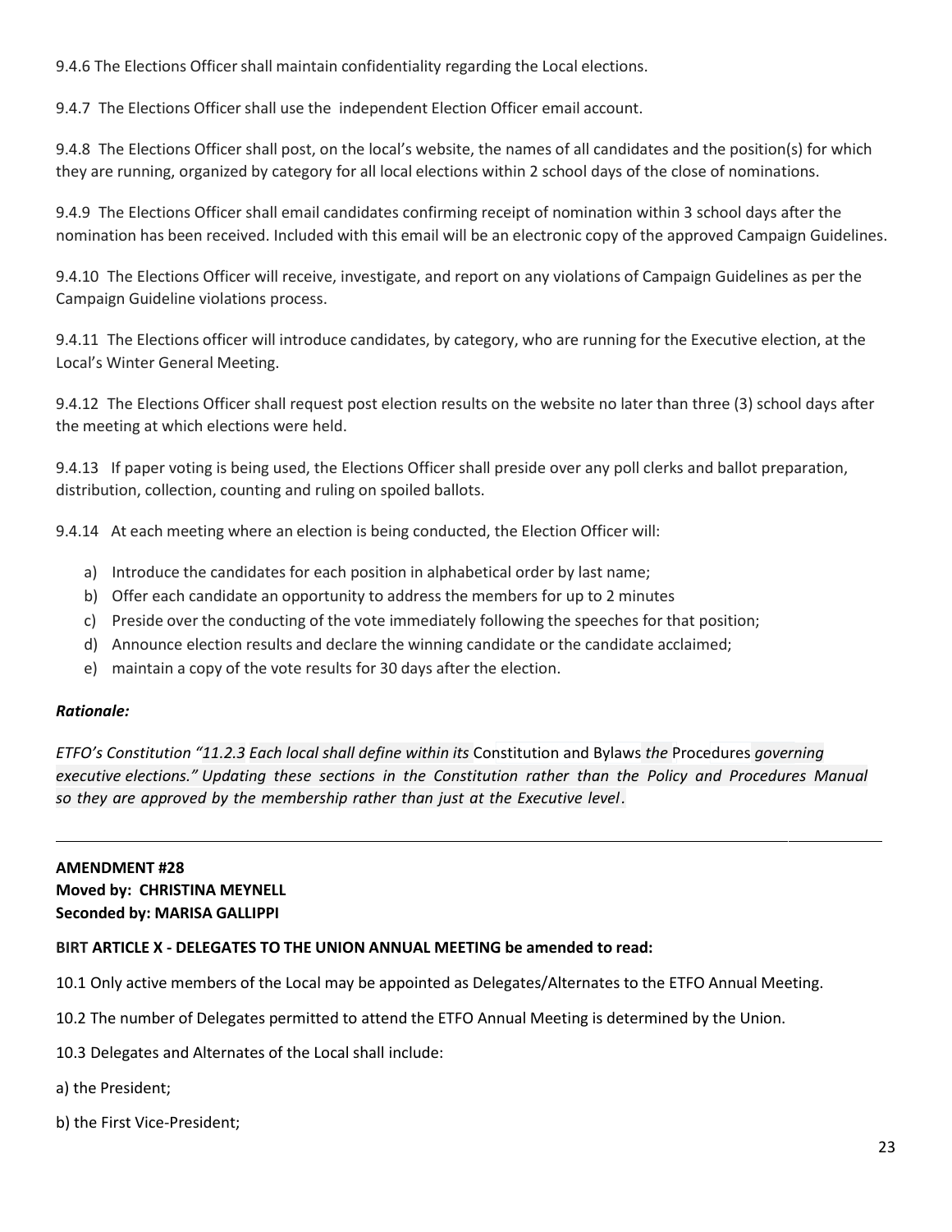9.4.6 The Elections Officer shall maintain confidentiality regarding the Local elections.

9.4.7 The Elections Officer shall use the independent Election Officer email account.

9.4.8 The Elections Officer shall post, on the local's website, the names of all candidates and the position(s) for which they are running, organized by category for all local elections within 2 school days of the close of nominations.

9.4.9 The Elections Officer shall email candidates confirming receipt of nomination within 3 school days after the nomination has been received. Included with this email will be an electronic copy of the approved Campaign Guidelines.

9.4.10 The Elections Officer will receive, investigate, and report on any violations of Campaign Guidelines as per the Campaign Guideline violations process.

9.4.11 The Elections officer will introduce candidates, by category, who are running for the Executive election, at the Local's Winter General Meeting.

9.4.12 The Elections Officer shall request post election results on the website no later than three (3) school days after the meeting at which elections were held.

9.4.13 If paper voting is being used, the Elections Officer shall preside over any poll clerks and ballot preparation, distribution, collection, counting and ruling on spoiled ballots.

9.4.14 At each meeting where an election is being conducted, the Election Officer will:

a) Introduce the candidates for each position in alphabetical order by last name;
b) Offer each candidate an opportunity to address the members for up to 2 minutes
c) Preside over the conducting of the vote immediately following the speeches for that position;
d) Announce election results and declare the winning candidate or the candidate acclaimed;
e) maintain a copy of the vote results for 30 days after the election.

***Rationale:***

*ETFO's Constitution "11.2.3 Each local shall define within its* Constitution and Bylaws *the* Procedures *governing executive elections." Updating these sections in the Constitution rather than the Policy and Procedures Manual so they are approved by the membership rather than just at the Executive level*.

---

**AMENDMENT #28**
**Moved by: CHRISTINA MEYNELL**
**Seconded by: MARISA GALLIPPI**

**BIRT ARTICLE X - DELEGATES TO THE UNION ANNUAL MEETING be amended to read:**

10.1 Only active members of the Local may be appointed as Delegates/Alternates to the ETFO Annual Meeting.

10.2 The number of Delegates permitted to attend the ETFO Annual Meeting is determined by the Union.

10.3 Delegates and Alternates of the Local shall include:

a) the President;

b) the First Vice-President;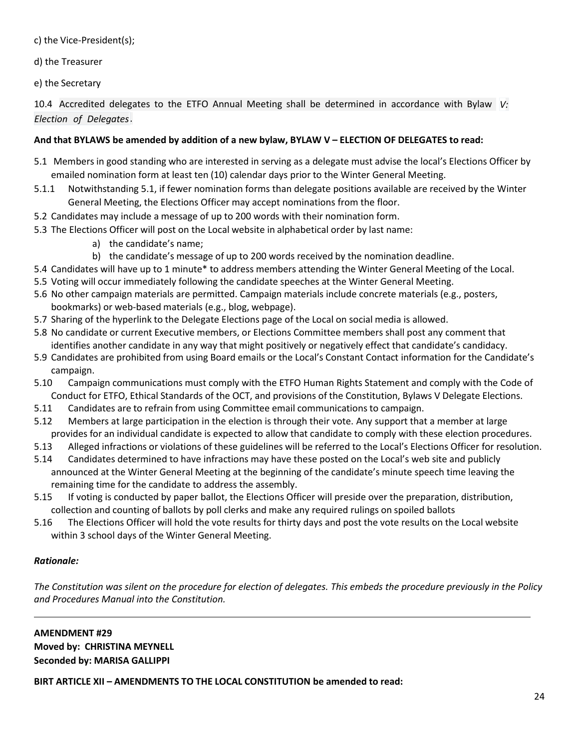c) the Vice-President(s);

d) the Treasurer

e) the Secretary

10.4 Accredited delegates to the ETFO Annual Meeting shall be determined in accordance with Bylaw *V: Election of Delegates*.

**And that BYLAWS be amended by addition of a new bylaw, BYLAW V – ELECTION OF DELEGATES to read:**

5.1 Members in good standing who are interested in serving as a delegate must advise the local's Elections Officer by emailed nomination form at least ten (10) calendar days prior to the Winter General Meeting.

5.1.1 Notwithstanding 5.1, if fewer nomination forms than delegate positions available are received by the Winter General Meeting, the Elections Officer may accept nominations from the floor.

5.2 Candidates may include a message of up to 200 words with their nomination form.

5.3 The Elections Officer will post on the Local website in alphabetical order by last name:

- a) the candidate's name;
- b) the candidate's message of up to 200 words received by the nomination deadline.

5.4 Candidates will have up to 1 minute* to address members attending the Winter General Meeting of the Local.

5.5 Voting will occur immediately following the candidate speeches at the Winter General Meeting.

5.6 No other campaign materials are permitted. Campaign materials include concrete materials (e.g., posters, bookmarks) or web-based materials (e.g., blog, webpage).

5.7 Sharing of the hyperlink to the Delegate Elections page of the Local on social media is allowed.

5.8 No candidate or current Executive members, or Elections Committee members shall post any comment that identifies another candidate in any way that might positively or negatively effect that candidate's candidacy.

5.9 Candidates are prohibited from using Board emails or the Local's Constant Contact information for the Candidate's campaign.

5.10 Campaign communications must comply with the ETFO Human Rights Statement and comply with the Code of Conduct for ETFO, Ethical Standards of the OCT, and provisions of the Constitution, Bylaws V Delegate Elections.

5.11 Candidates are to refrain from using Committee email communications to campaign.

5.12 Members at large participation in the election is through their vote. Any support that a member at large provides for an individual candidate is expected to allow that candidate to comply with these election procedures.

5.13 Alleged infractions or violations of these guidelines will be referred to the Local's Elections Officer for resolution.

5.14 Candidates determined to have infractions may have these posted on the Local's web site and publicly announced at the Winter General Meeting at the beginning of the candidate's minute speech time leaving the remaining time for the candidate to address the assembly.

5.15 If voting is conducted by paper ballot, the Elections Officer will preside over the preparation, distribution, collection and counting of ballots by poll clerks and make any required rulings on spoiled ballots

5.16 The Elections Officer will hold the vote results for thirty days and post the vote results on the Local website within 3 school days of the Winter General Meeting.

***Rationale:***

*The Constitution was silent on the procedure for election of delegates. This embeds the procedure previously in the Policy and Procedures Manual into the Constitution.*

---

**AMENDMENT #29**
**Moved by: CHRISTINA MEYNELL**
**Seconded by: MARISA GALLIPPI**

**BIRT ARTICLE XII – AMENDMENTS TO THE LOCAL CONSTITUTION be amended to read:**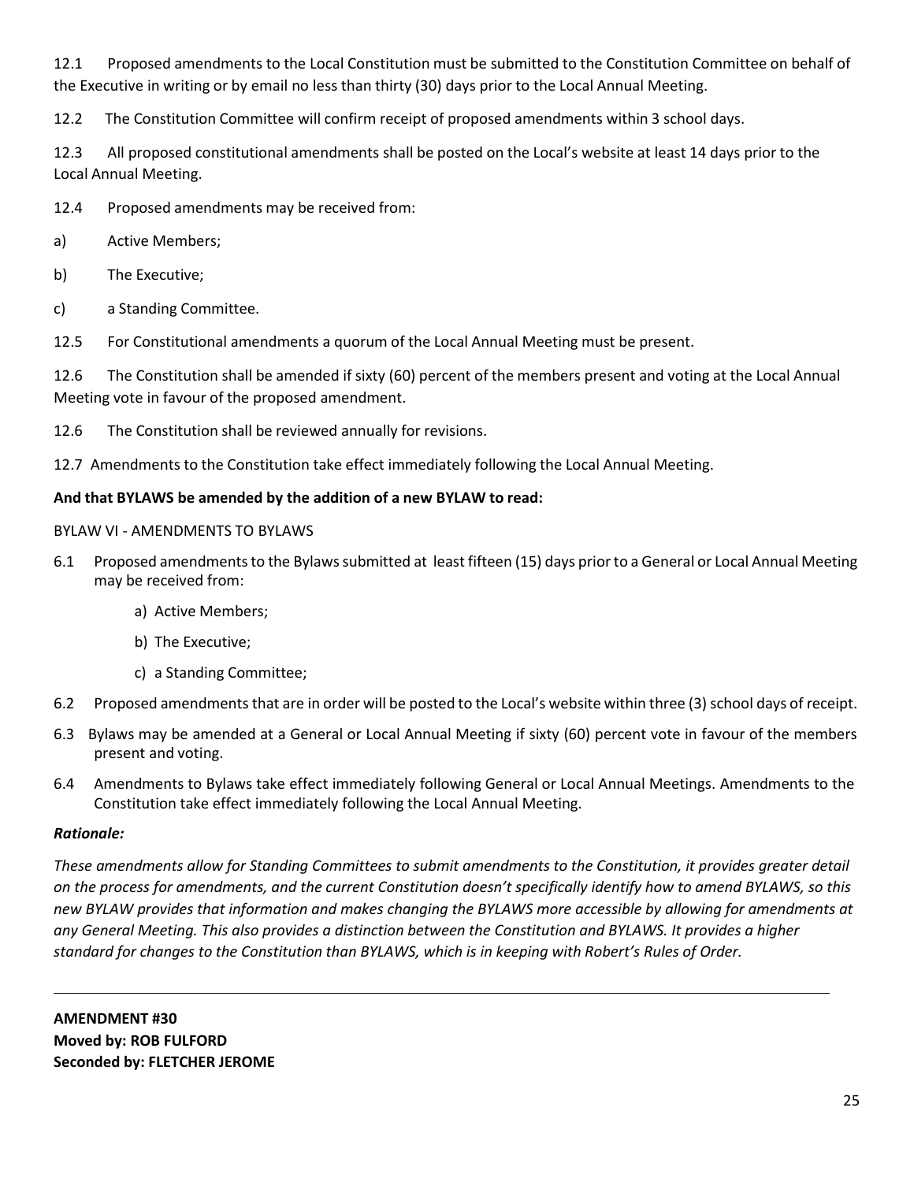12.1 Proposed amendments to the Local Constitution must be submitted to the Constitution Committee on behalf of the Executive in writing or by email no less than thirty (30) days prior to the Local Annual Meeting.

12.2 The Constitution Committee will confirm receipt of proposed amendments within 3 school days.

12.3 All proposed constitutional amendments shall be posted on the Local's website at least 14 days prior to the Local Annual Meeting.

12.4 Proposed amendments may be received from:

a) Active Members;

b) The Executive;

c) a Standing Committee.

12.5 For Constitutional amendments a quorum of the Local Annual Meeting must be present.

12.6 The Constitution shall be amended if sixty (60) percent of the members present and voting at the Local Annual Meeting vote in favour of the proposed amendment.

12.6 The Constitution shall be reviewed annually for revisions.

12.7 Amendments to the Constitution take effect immediately following the Local Annual Meeting.

**And that BYLAWS be amended by the addition of a new BYLAW to read:**

BYLAW VI - AMENDMENTS TO BYLAWS

6.1 Proposed amendments to the Bylaws submitted at least fifteen (15) days prior to a General or Local Annual Meeting may be received from:

a) Active Members;

b) The Executive;

c) a Standing Committee;

6.2 Proposed amendments that are in order will be posted to the Local's website within three (3) school days of receipt.

6.3 Bylaws may be amended at a General or Local Annual Meeting if sixty (60) percent vote in favour of the members present and voting.

6.4 Amendments to Bylaws take effect immediately following General or Local Annual Meetings. Amendments to the Constitution take effect immediately following the Local Annual Meeting.

***Rationale:***

*These amendments allow for Standing Committees to submit amendments to the Constitution, it provides greater detail on the process for amendments, and the current Constitution doesn't specifically identify how to amend BYLAWS, so this new BYLAW provides that information and makes changing the BYLAWS more accessible by allowing for amendments at any General Meeting. This also provides a distinction between the Constitution and BYLAWS. It provides a higher standard for changes to the Constitution than BYLAWS, which is in keeping with Robert's Rules of Order.*

---

**AMENDMENT #30**
**Moved by: ROB FULFORD**
**Seconded by: FLETCHER JEROME**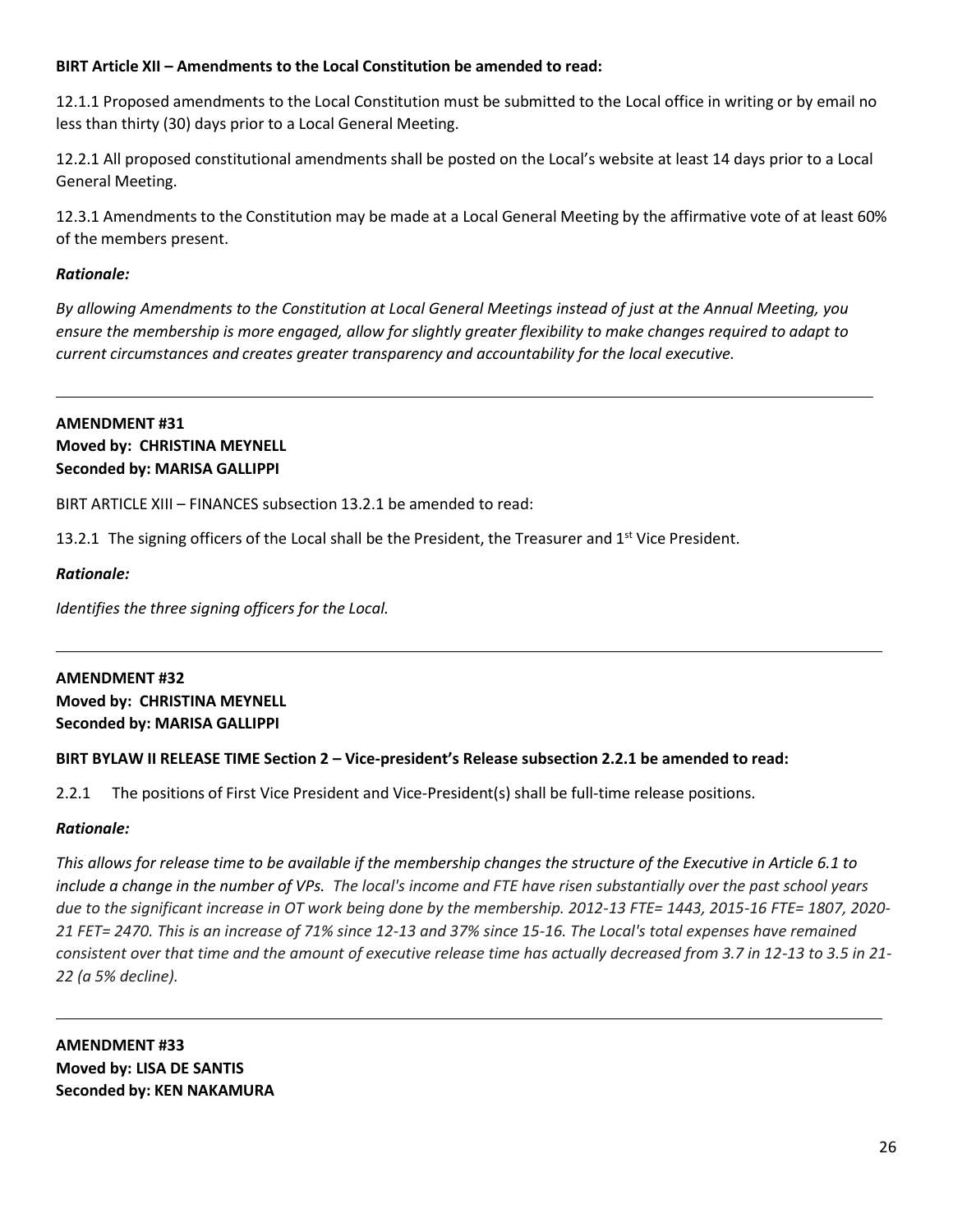**BIRT Article XII – Amendments to the Local Constitution be amended to read:**

12.1.1 Proposed amendments to the Local Constitution must be submitted to the Local office in writing or by email no less than thirty (30) days prior to a Local General Meeting.

12.2.1 All proposed constitutional amendments shall be posted on the Local's website at least 14 days prior to a Local General Meeting.

12.3.1 Amendments to the Constitution may be made at a Local General Meeting by the affirmative vote of at least 60% of the members present.

***Rationale:***

*By allowing Amendments to the Constitution at Local General Meetings instead of just at the Annual Meeting, you ensure the membership is more engaged, allow for slightly greater flexibility to make changes required to adapt to current circumstances and creates greater transparency and accountability for the local executive.*

---

**AMENDMENT #31**
**Moved by: CHRISTINA MEYNELL**
**Seconded by: MARISA GALLIPPI**

BIRT ARTICLE XIII – FINANCES subsection 13.2.1 be amended to read:

13.2.1 The signing officers of the Local shall be the President, the Treasurer and 1st Vice President.

***Rationale:***

*Identifies the three signing officers for the Local.*

---

**AMENDMENT #32**
**Moved by: CHRISTINA MEYNELL**
**Seconded by: MARISA GALLIPPI**

**BIRT BYLAW II RELEASE TIME Section 2 – Vice-president's Release subsection 2.2.1 be amended to read:**

2.2.1 The positions of First Vice President and Vice-President(s) shall be full-time release positions.

***Rationale:***

*This allows for release time to be available if the membership changes the structure of the Executive in Article 6.1 to include a change in the number of VPs. The local's income and FTE have risen substantially over the past school years due to the significant increase in OT work being done by the membership. 2012-13 FTE= 1443, 2015-16 FTE= 1807, 2020-21 FET= 2470. This is an increase of 71% since 12-13 and 37% since 15-16. The Local's total expenses have remained consistent over that time and the amount of executive release time has actually decreased from 3.7 in 12-13 to 3.5 in 21-22 (a 5% decline).*

---

**AMENDMENT #33**
**Moved by: LISA DE SANTIS**
**Seconded by: KEN NAKAMURA**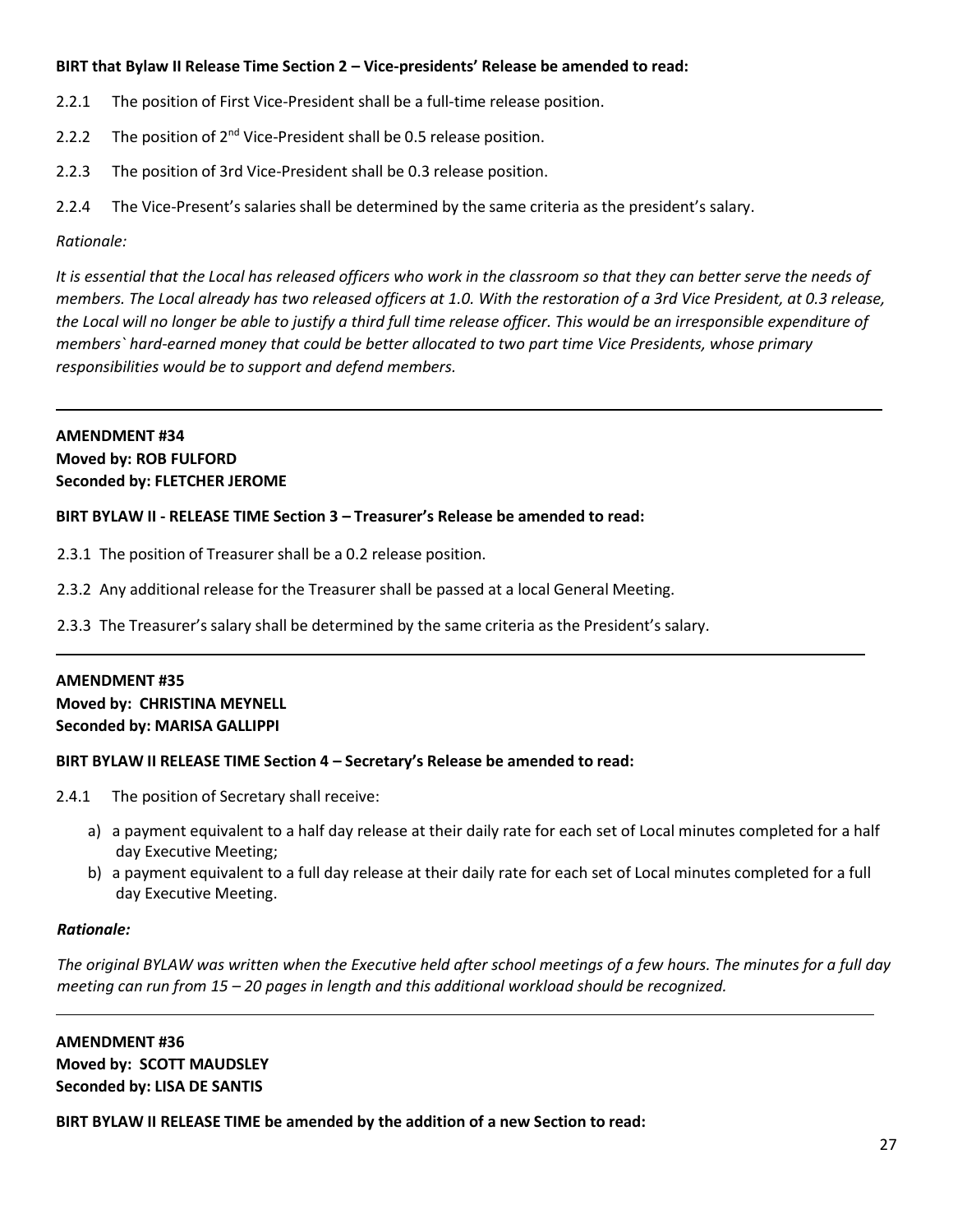**BIRT that Bylaw II Release Time Section 2 – Vice-presidents' Release be amended to read:**

2.2.1 The position of First Vice-President shall be a full-time release position.

2.2.2 The position of 2nd Vice-President shall be 0.5 release position.

2.2.3 The position of 3rd Vice-President shall be 0.3 release position.

2.2.4 The Vice-Present's salaries shall be determined by the same criteria as the president's salary.

*Rationale:*

*It is essential that the Local has released officers who work in the classroom so that they can better serve the needs of members. The Local already has two released officers at 1.0. With the restoration of a 3rd Vice President, at 0.3 release, the Local will no longer be able to justify a third full time release officer. This would be an irresponsible expenditure of members` hard-earned money that could be better allocated to two part time Vice Presidents, whose primary responsibilities would be to support and defend members.*

---

**AMENDMENT #34**
**Moved by: ROB FULFORD**
**Seconded by: FLETCHER JEROME**

**BIRT BYLAW II - RELEASE TIME Section 3 – Treasurer's Release be amended to read:**

2.3.1 The position of Treasurer shall be a 0.2 release position.

2.3.2 Any additional release for the Treasurer shall be passed at a local General Meeting.

2.3.3 The Treasurer's salary shall be determined by the same criteria as the President's salary.

---

**AMENDMENT #35**
**Moved by: CHRISTINA MEYNELL**
**Seconded by: MARISA GALLIPPI**

**BIRT BYLAW II RELEASE TIME Section 4 – Secretary's Release be amended to read:**

2.4.1 The position of Secretary shall receive:

a) a payment equivalent to a half day release at their daily rate for each set of Local minutes completed for a half day Executive Meeting;
b) a payment equivalent to a full day release at their daily rate for each set of Local minutes completed for a full day Executive Meeting.

***Rationale:***

*The original BYLAW was written when the Executive held after school meetings of a few hours. The minutes for a full day meeting can run from 15 – 20 pages in length and this additional workload should be recognized.*

---

**AMENDMENT #36**
**Moved by: SCOTT MAUDSLEY**
**Seconded by: LISA DE SANTIS**

**BIRT BYLAW II RELEASE TIME be amended by the addition of a new Section to read:**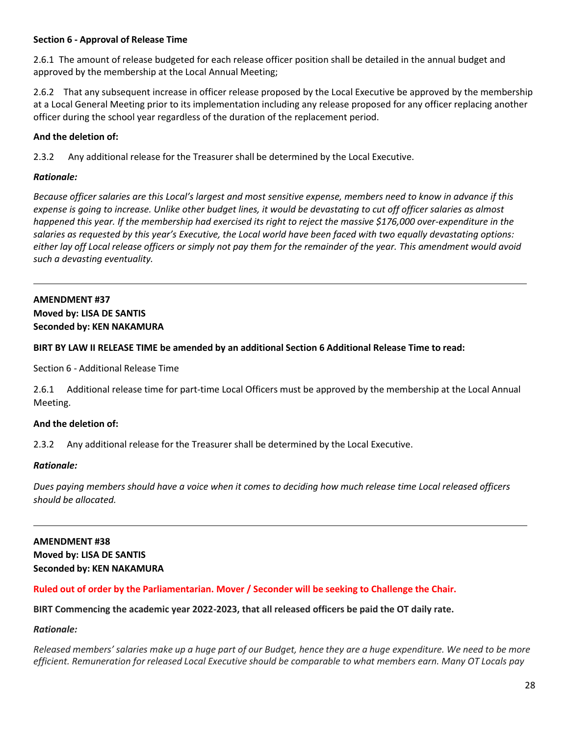**Section 6 - Approval of Release Time**

2.6.1 The amount of release budgeted for each release officer position shall be detailed in the annual budget and approved by the membership at the Local Annual Meeting;

2.6.2 That any subsequent increase in officer release proposed by the Local Executive be approved by the membership at a Local General Meeting prior to its implementation including any release proposed for any officer replacing another officer during the school year regardless of the duration of the replacement period.

**And the deletion of:**

2.3.2 Any additional release for the Treasurer shall be determined by the Local Executive.

***Rationale:***

*Because officer salaries are this Local's largest and most sensitive expense, members need to know in advance if this expense is going to increase. Unlike other budget lines, it would be devastating to cut off officer salaries as almost happened this year. If the membership had exercised its right to reject the massive $176,000 over-expenditure in the salaries as requested by this year's Executive, the Local world have been faced with two equally devastating options: either lay off Local release officers or simply not pay them for the remainder of the year. This amendment would avoid such a devasting eventuality.*

---

**AMENDMENT #37**
**Moved by: LISA DE SANTIS**
**Seconded by: KEN NAKAMURA**

**BIRT BY LAW II RELEASE TIME be amended by an additional Section 6 Additional Release Time to read:**

Section 6 - Additional Release Time

2.6.1 Additional release time for part-time Local Officers must be approved by the membership at the Local Annual Meeting.

**And the deletion of:**

2.3.2 Any additional release for the Treasurer shall be determined by the Local Executive.

***Rationale:***

*Dues paying members should have a voice when it comes to deciding how much release time Local released officers should be allocated.*

---

**AMENDMENT #38**
**Moved by: LISA DE SANTIS**
**Seconded by: KEN NAKAMURA**

**Ruled out of order by the Parliamentarian. Mover / Seconder will be seeking to Challenge the Chair.**

**BIRT Commencing the academic year 2022-2023, that all released officers be paid the OT daily rate.**

***Rationale:***

*Released members' salaries make up a huge part of our Budget, hence they are a huge expenditure. We need to be more efficient. Remuneration for released Local Executive should be comparable to what members earn. Many OT Locals pay*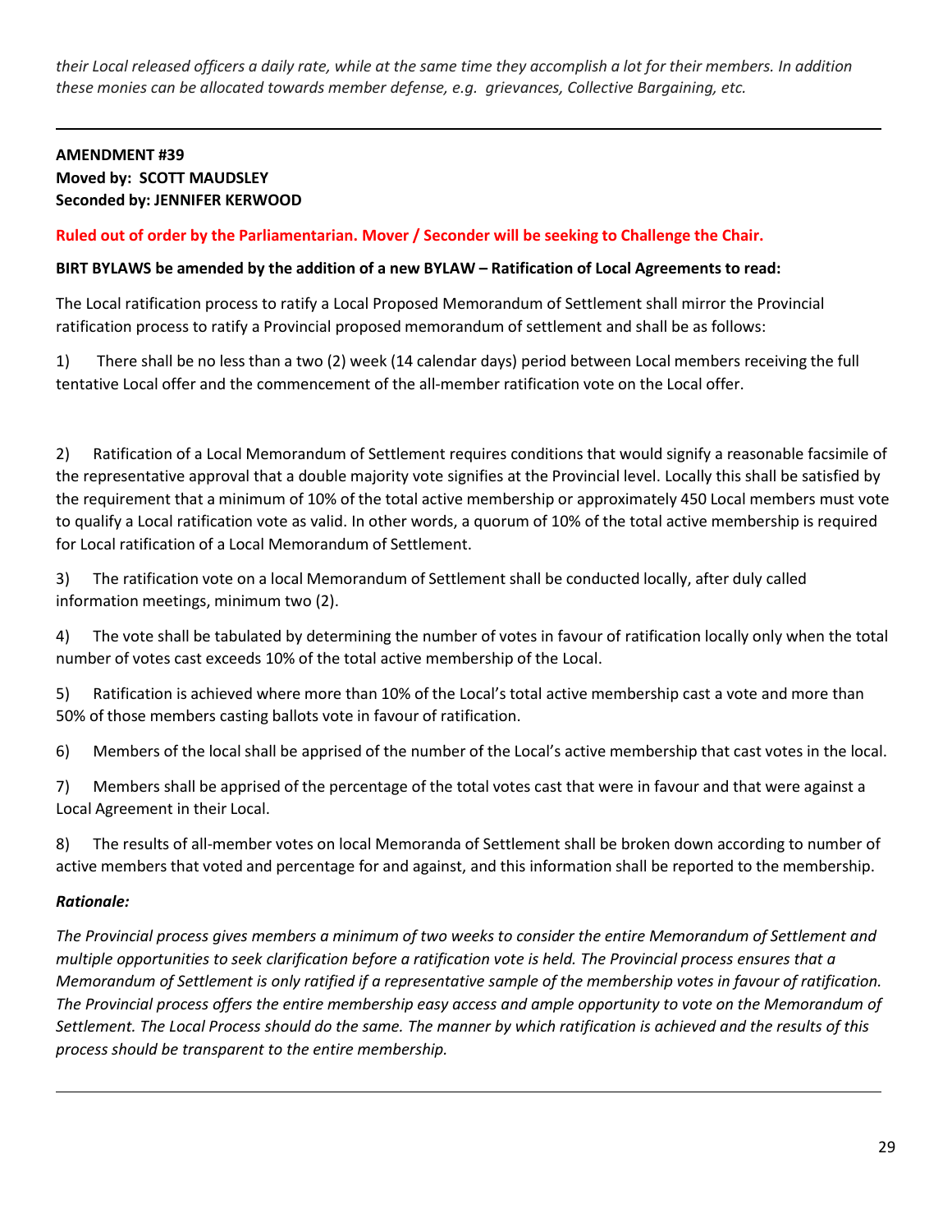*their Local released officers a daily rate, while at the same time they accomplish a lot for their members. In addition these monies can be allocated towards member defense, e.g. grievances, Collective Bargaining, etc.*

---

**AMENDMENT #39**
**Moved by: SCOTT MAUDSLEY**
**Seconded by: JENNIFER KERWOOD**

**Ruled out of order by the Parliamentarian. Mover / Seconder will be seeking to Challenge the Chair.**

**BIRT BYLAWS be amended by the addition of a new BYLAW – Ratification of Local Agreements to read:**

The Local ratification process to ratify a Local Proposed Memorandum of Settlement shall mirror the Provincial ratification process to ratify a Provincial proposed memorandum of settlement and shall be as follows:

1) There shall be no less than a two (2) week (14 calendar days) period between Local members receiving the full tentative Local offer and the commencement of the all-member ratification vote on the Local offer.

2) Ratification of a Local Memorandum of Settlement requires conditions that would signify a reasonable facsimile of the representative approval that a double majority vote signifies at the Provincial level. Locally this shall be satisfied by the requirement that a minimum of 10% of the total active membership or approximately 450 Local members must vote to qualify a Local ratification vote as valid. In other words, a quorum of 10% of the total active membership is required for Local ratification of a Local Memorandum of Settlement.

3) The ratification vote on a local Memorandum of Settlement shall be conducted locally, after duly called information meetings, minimum two (2).

4) The vote shall be tabulated by determining the number of votes in favour of ratification locally only when the total number of votes cast exceeds 10% of the total active membership of the Local.

5) Ratification is achieved where more than 10% of the Local's total active membership cast a vote and more than 50% of those members casting ballots vote in favour of ratification.

6) Members of the local shall be apprised of the number of the Local's active membership that cast votes in the local.

7) Members shall be apprised of the percentage of the total votes cast that were in favour and that were against a Local Agreement in their Local.

8) The results of all-member votes on local Memoranda of Settlement shall be broken down according to number of active members that voted and percentage for and against, and this information shall be reported to the membership.

***Rationale:***

*The Provincial process gives members a minimum of two weeks to consider the entire Memorandum of Settlement and multiple opportunities to seek clarification before a ratification vote is held. The Provincial process ensures that a Memorandum of Settlement is only ratified if a representative sample of the membership votes in favour of ratification. The Provincial process offers the entire membership easy access and ample opportunity to vote on the Memorandum of Settlement. The Local Process should do the same. The manner by which ratification is achieved and the results of this process should be transparent to the entire membership.*

---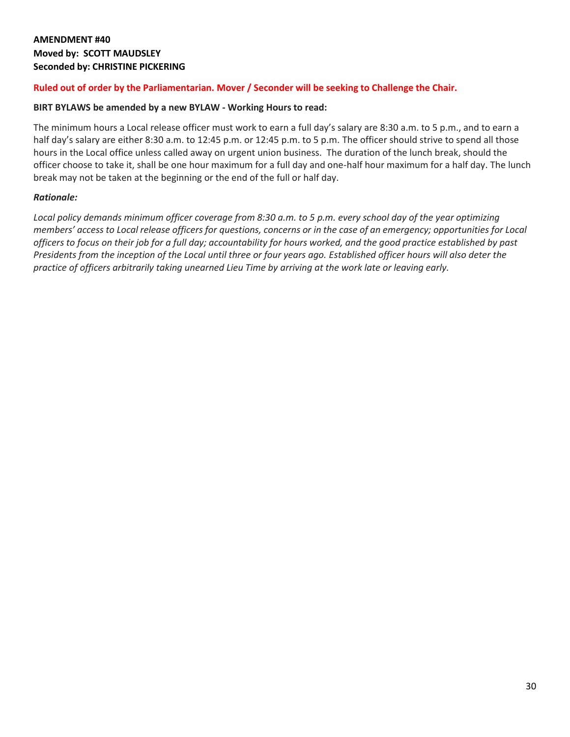**AMENDMENT #40**
**Moved by: SCOTT MAUDSLEY**
**Seconded by: CHRISTINE PICKERING**

**Ruled out of order by the Parliamentarian. Mover / Seconder will be seeking to Challenge the Chair.**

**BIRT BYLAWS be amended by a new BYLAW - Working Hours to read:**

The minimum hours a Local release officer must work to earn a full day's salary are 8:30 a.m. to 5 p.m., and to earn a half day's salary are either 8:30 a.m. to 12:45 p.m. or 12:45 p.m. to 5 p.m. The officer should strive to spend all those hours in the Local office unless called away on urgent union business. The duration of the lunch break, should the officer choose to take it, shall be one hour maximum for a full day and one-half hour maximum for a half day. The lunch break may not be taken at the beginning or the end of the full or half day.

***Rationale:***

*Local policy demands minimum officer coverage from 8:30 a.m. to 5 p.m. every school day of the year optimizing members' access to Local release officers for questions, concerns or in the case of an emergency; opportunities for Local officers to focus on their job for a full day; accountability for hours worked, and the good practice established by past Presidents from the inception of the Local until three or four years ago. Established officer hours will also deter the practice of officers arbitrarily taking unearned Lieu Time by arriving at the work late or leaving early.*